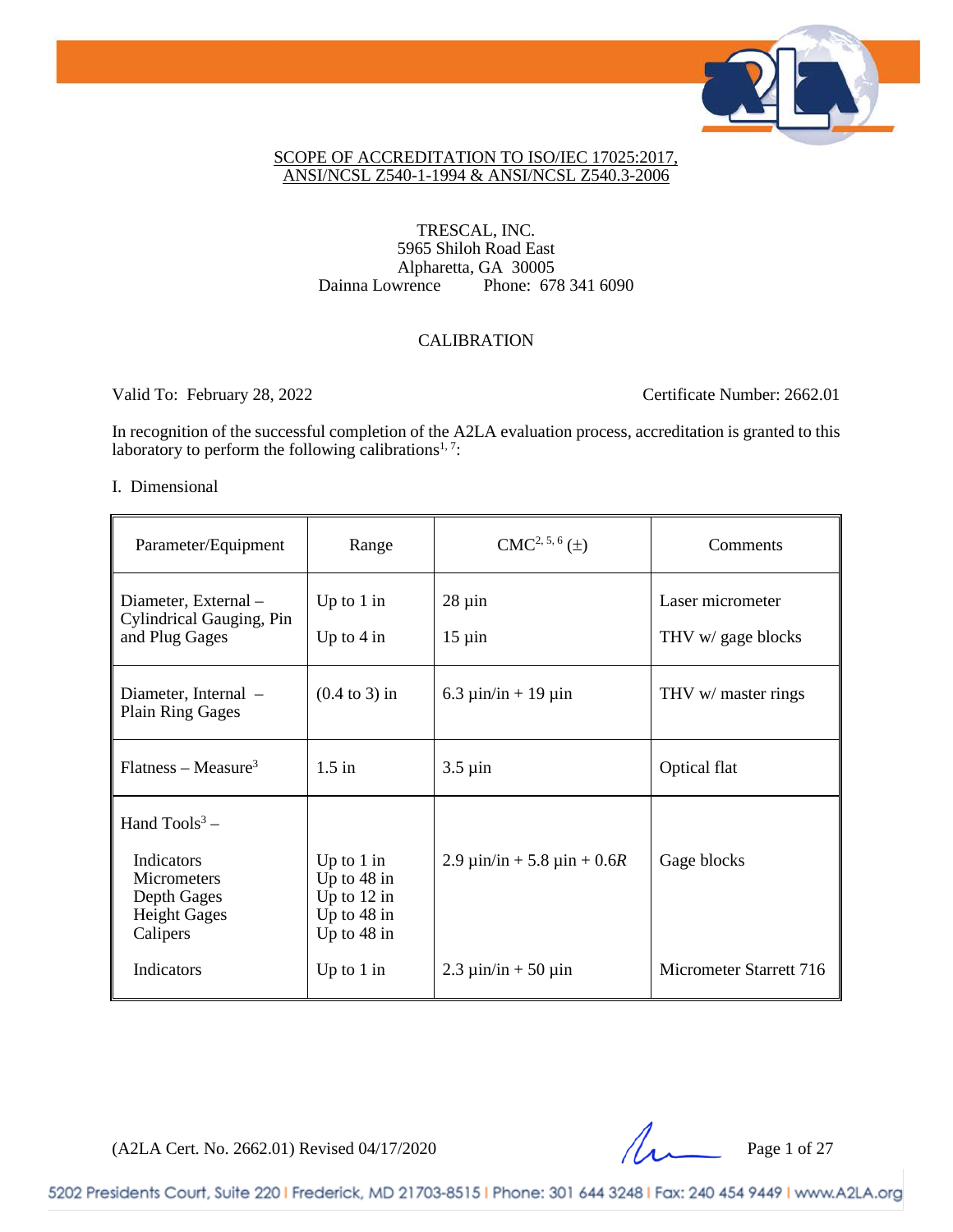SCOPE OF ACCREDITATION TO ISO/IEC 17025:2017, ANSI/NCSL Z540-1-1994 & ANSI/NCSL Z540.3-2006

TRESCAL, INC.
5965 Shiloh Road East
Alpharetta, GA 30005
Dainna Lowrence Phone: 678 341 6090

CALIBRATION

Valid To: February 28, 2022 Certificate Number: 2662.01

In recognition of the successful completion of the A2LA evaluation process, accreditation is granted to this laboratory to perform the following calibrations[1, 7]:

I. Dimensional

| Parameter/Equipment | Range | CMC[2, 5, 6] (±) | Comments |
|---|---|---|---|
| Diameter, External – Cylindrical Gauging, Pin and Plug Gages | Up to 1 in<br>Up to 4 in | 28 µin<br>15 µin | Laser micrometer<br>THV w/ gage blocks |
| Diameter, Internal – Plain Ring Gages | (0.4 to 3) in | 6.3 µin/in + 19 µin | THV w/ master rings |
| Flatness – Measure[3] | 1.5 in | 3.5 µin | Optical flat |
| Hand Tools[3] – | | | |
| Indicators<br>Micrometers<br>Depth Gages<br>Height Gages<br>Calipers | Up to 1 in<br>Up to 48 in<br>Up to 12 in<br>Up to 48 in<br>Up to 48 in | 2.9 µin/in + 5.8 µin + 0.6*R* | Gage blocks |
| Indicators | Up to 1 in | 2.3 µin/in + 50 µin | Micrometer Starrett 716 |

(A2LA Cert. No. 2662.01) Revised 04/17/2020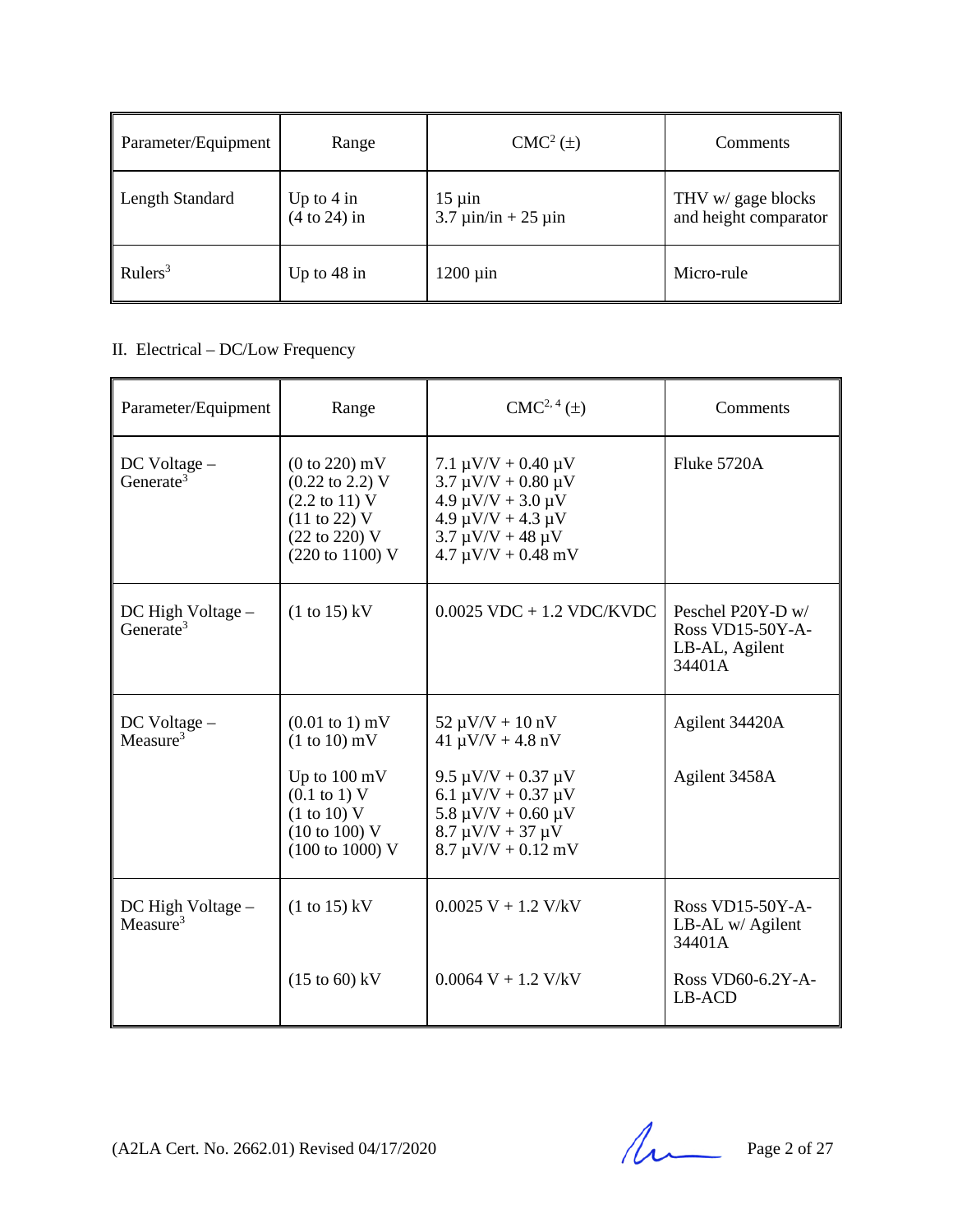| Parameter/Equipment | Range | CMC[2] (±) | Comments |
|---|---|---|---|
| Length Standard | Up to 4 in<br>(4 to 24) in | 15 µin<br>3.7 µin/in + 25 µin | THV w/ gage blocks and height comparator |
| Rulers[3] | Up to 48 in | 1200 µin | Micro-rule |

II. Electrical – DC/Low Frequency

| Parameter/Equipment | Range | CMC[2, 4] (±) | Comments |
|---|---|---|---|
| DC Voltage – Generate[3] | (0 to 220) mV<br>(0.22 to 2.2) V<br>(2.2 to 11) V<br>(11 to 22) V<br>(22 to 220) V<br>(220 to 1100) V | 7.1 µV/V + 0.40 µV<br>3.7 µV/V + 0.80 µV<br>4.9 µV/V + 3.0 µV<br>4.9 µV/V + 4.3 µV<br>3.7 µV/V + 48 µV<br>4.7 µV/V + 0.48 mV | Fluke 5720A |
| DC High Voltage – Generate[3] | (1 to 15) kV | 0.0025 VDC + 1.2 VDC/KVDC | Peschel P20Y-D w/ Ross VD15-50Y-A-LB-AL, Agilent 34401A |
| DC Voltage – Measure[3] | (0.01 to 1) mV<br>(1 to 10) mV | 52 µV/V + 10 nV<br>41 µV/V + 4.8 nV | Agilent 34420A |
| | Up to 100 mV<br>(0.1 to 1) V<br>(1 to 10) V<br>(10 to 100) V<br>(100 to 1000) V | 9.5 µV/V + 0.37 µV<br>6.1 µV/V + 0.37 µV<br>5.8 µV/V + 0.60 µV<br>8.7 µV/V + 37 µV<br>8.7 µV/V + 0.12 mV | Agilent 3458A |
| DC High Voltage – Measure[3] | (1 to 15) kV | 0.0025 V + 1.2 V/kV | Ross VD15-50Y-A-LB-AL w/ Agilent 34401A |
| | (15 to 60) kV | 0.0064 V + 1.2 V/kV | Ross VD60-6.2Y-A-LB-ACD |

(A2LA Cert. No. 2662.01) Revised 04/17/2020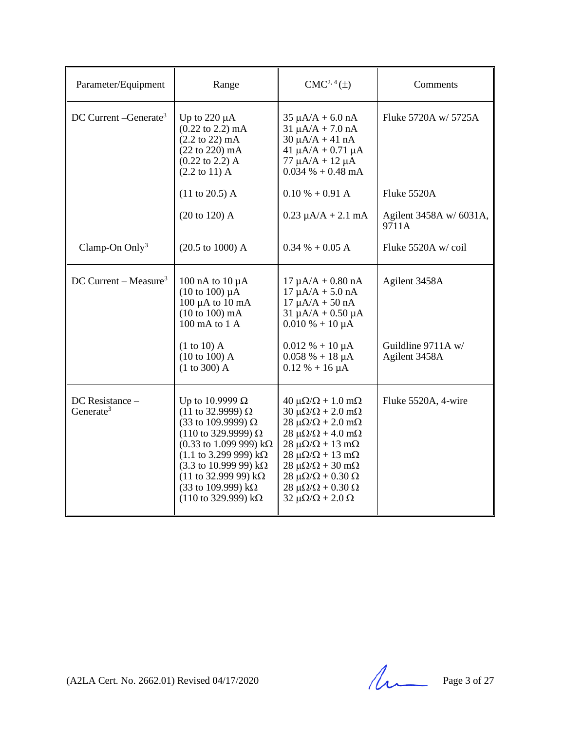| Parameter/Equipment | Range | CMC[2, 4] (±) | Comments |
|---|---|---|---|
| DC Current –Generate[3] | Up to 220 µA<br>(0.22 to 2.2) mA<br>(2.2 to 22) mA<br>(22 to 220) mA<br>(0.22 to 2.2) A<br>(2.2 to 11) A | 35 µA/A + 6.0 nA<br>31 µA/A + 7.0 nA<br>30 µA/A + 41 nA<br>41 µA/A + 0.71 µA<br>77 µA/A + 12 µA<br>0.034 % + 0.48 mA | Fluke 5720A w/ 5725A |
| | (11 to 20.5) A | 0.10 % + 0.91 A | Fluke 5520A |
| | (20 to 120) A | 0.23 µA/A + 2.1 mA | Agilent 3458A w/ 6031A, 9711A |
| Clamp-On Only[3] | (20.5 to 1000) A | 0.34 % + 0.05 A | Fluke 5520A w/ coil |
| DC Current – Measure[3] | 100 nA to 10 µA<br>(10 to 100) µA<br>100 µA to 10 mA<br>(10 to 100) mA<br>100 mA to 1 A | 17 µA/A + 0.80 nA<br>17 µA/A + 5.0 nA<br>17 µA/A + 50 nA<br>31 µA/A + 0.50 µA<br>0.010 % + 10 µA | Agilent 3458A |
| | (1 to 10) A<br>(10 to 100) A<br>(1 to 300) A | 0.012 % + 10 µA<br>0.058 % + 18 µA<br>0.12 % + 16 µA | Guildline 9711A w/ Agilent 3458A |
| DC Resistance – Generate[3] | Up to 10.9999 Ω<br>(11 to 32.9999) Ω<br>(33 to 109.9999) Ω<br>(110 to 329.9999) Ω<br>(0.33 to 1.099 999) kΩ<br>(1.1 to 3.299 999) kΩ<br>(3.3 to 10.999 99) kΩ<br>(11 to 32.999 99) kΩ<br>(33 to 109.999) kΩ<br>(110 to 329.999) kΩ | 40 µΩ/Ω + 1.0 mΩ<br>30 µΩ/Ω + 2.0 mΩ<br>28 µΩ/Ω + 2.0 mΩ<br>28 µΩ/Ω + 4.0 mΩ<br>28 µΩ/Ω + 13 mΩ<br>28 µΩ/Ω + 13 mΩ<br>28 µΩ/Ω + 30 mΩ<br>28 µΩ/Ω + 0.30 Ω<br>28 µΩ/Ω + 0.30 Ω<br>32 µΩ/Ω + 2.0 Ω | Fluke 5520A, 4-wire |

(A2LA Cert. No. 2662.01) Revised 04/17/2020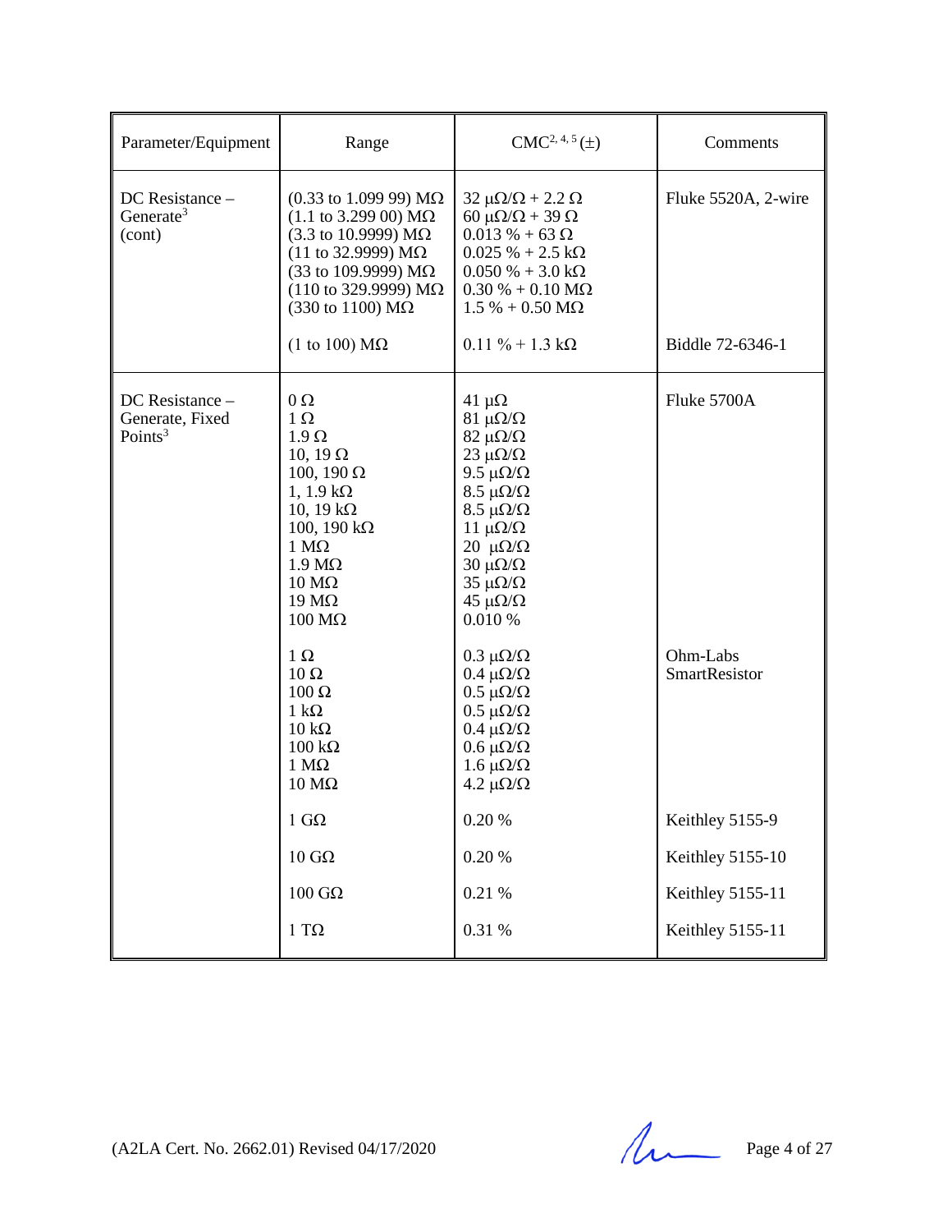| Parameter/Equipment | Range | CMC[2, 4, 5] (±) | Comments |
|---|---|---|---|
| DC Resistance – Generate[3] (cont) | (0.33 to 1.099 99) MΩ<br>(1.1 to 3.299 00) MΩ<br>(3.3 to 10.9999) MΩ<br>(11 to 32.9999) MΩ<br>(33 to 109.9999) MΩ<br>(110 to 329.9999) MΩ<br>(330 to 1100) MΩ | 32 µΩ/Ω + 2.2 Ω<br>60 µΩ/Ω + 39 Ω<br>0.013 % + 63 Ω<br>0.025 % + 2.5 kΩ<br>0.050 % + 3.0 kΩ<br>0.30 % + 0.10 MΩ<br>1.5 % + 0.50 MΩ | Fluke 5520A, 2-wire |
| | (1 to 100) MΩ | 0.11 % + 1.3 kΩ | Biddle 72-6346-1 |
| DC Resistance – Generate, Fixed Points[3] | 0 Ω<br>1 Ω<br>1.9 Ω<br>10, 19 Ω<br>100, 190 Ω<br>1, 1.9 kΩ<br>10, 19 kΩ<br>100, 190 kΩ<br>1 MΩ<br>1.9 MΩ<br>10 MΩ<br>19 MΩ<br>100 MΩ | 41 µΩ<br>81 µΩ/Ω<br>82 µΩ/Ω<br>23 µΩ/Ω<br>9.5 µΩ/Ω<br>8.5 µΩ/Ω<br>8.5 µΩ/Ω<br>11 µΩ/Ω<br>20 µΩ/Ω<br>30 µΩ/Ω<br>35 µΩ/Ω<br>45 µΩ/Ω<br>0.010 % | Fluke 5700A |
| | 1 Ω<br>10 Ω<br>100 Ω<br>1 kΩ<br>10 kΩ<br>100 kΩ<br>1 MΩ<br>10 MΩ | 0.3 µΩ/Ω<br>0.4 µΩ/Ω<br>0.5 µΩ/Ω<br>0.5 µΩ/Ω<br>0.4 µΩ/Ω<br>0.6 µΩ/Ω<br>1.6 µΩ/Ω<br>4.2 µΩ/Ω | Ohm-Labs SmartResistor |
| | 1 GΩ | 0.20 % | Keithley 5155-9 |
| | 10 GΩ | 0.20 % | Keithley 5155-10 |
| | 100 GΩ | 0.21 % | Keithley 5155-11 |
| | 1 TΩ | 0.31 % | Keithley 5155-11 |

(A2LA Cert. No. 2662.01) Revised 04/17/2020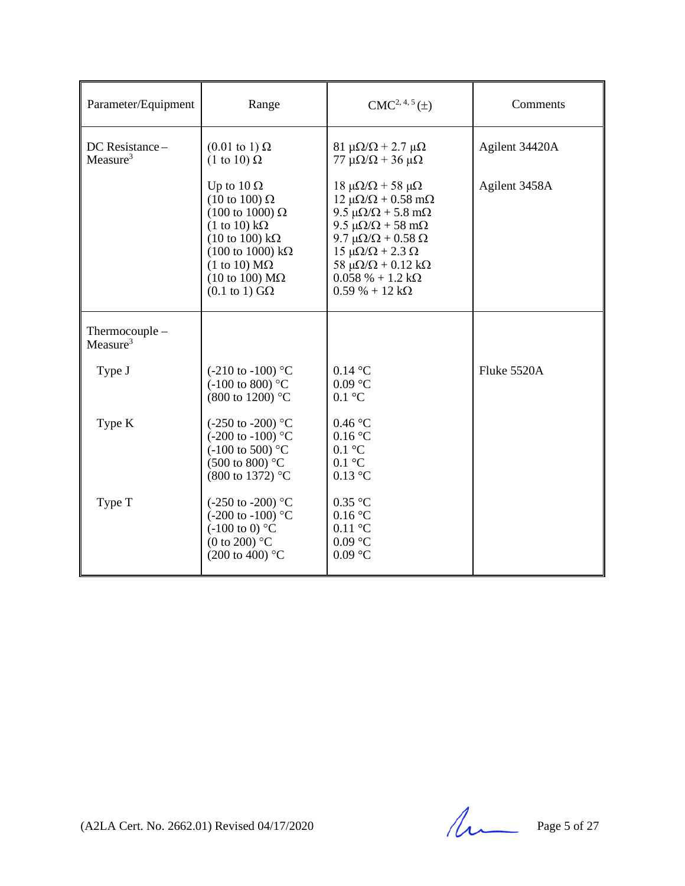| Parameter/Equipment | Range | CMC[2, 4, 5] (±) | Comments |
|---|---|---|---|
| DC Resistance – Measure[3] | (0.01 to 1) Ω<br>(1 to 10) Ω | 81 μΩ/Ω + 2.7 μΩ<br>77 μΩ/Ω + 36 μΩ | Agilent 34420A |
| | Up to 10 Ω<br>(10 to 100) Ω<br>(100 to 1000) Ω<br>(1 to 10) kΩ<br>(10 to 100) kΩ<br>(100 to 1000) kΩ<br>(1 to 10) MΩ<br>(10 to 100) MΩ<br>(0.1 to 1) GΩ | 18 μΩ/Ω + 58 μΩ<br>12 μΩ/Ω + 0.58 mΩ<br>9.5 μΩ/Ω + 5.8 mΩ<br>9.5 μΩ/Ω + 58 mΩ<br>9.7 μΩ/Ω + 0.58 Ω<br>15 μΩ/Ω + 2.3 Ω<br>58 μΩ/Ω + 0.12 kΩ<br>0.058 % + 1.2 kΩ<br>0.59 % + 12 kΩ | Agilent 3458A |
| Thermocouple – Measure[3] | | | |
| Type J | (-210 to -100) °C<br>(-100 to 800) °C<br>(800 to 1200) °C | 0.14 °C<br>0.09 °C<br>0.1 °C | Fluke 5520A |
| Type K | (-250 to -200) °C<br>(-200 to -100) °C<br>(-100 to 500) °C<br>(500 to 800) °C<br>(800 to 1372) °C | 0.46 °C<br>0.16 °C<br>0.1 °C<br>0.1 °C<br>0.13 °C | |
| Type T | (-250 to -200) °C<br>(-200 to -100) °C<br>(-100 to 0) °C<br>(0 to 200) °C<br>(200 to 400) °C | 0.35 °C<br>0.16 °C<br>0.11 °C<br>0.09 °C<br>0.09 °C | |

(A2LA Cert. No. 2662.01) Revised 04/17/2020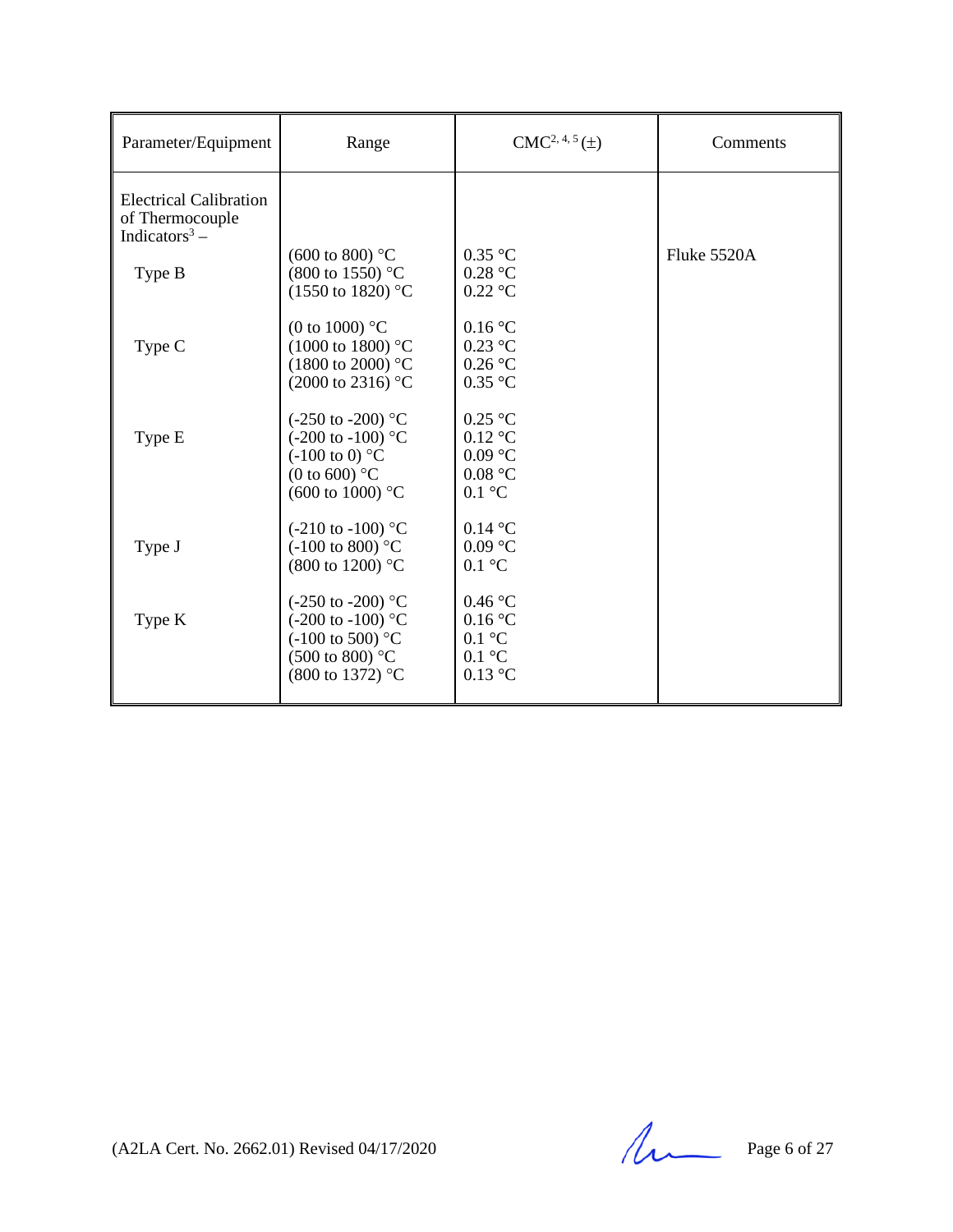| Parameter/Equipment | Range | CMC[2, 4, 5] (±) | Comments |
|---|---|---|---|
| Electrical Calibration of Thermocouple Indicators[3] – | | | |
| Type B | (600 to 800) °C<br>(800 to 1550) °C<br>(1550 to 1820) °C | 0.35 °C<br>0.28 °C<br>0.22 °C | Fluke 5520A |
| Type C | (0 to 1000) °C<br>(1000 to 1800) °C<br>(1800 to 2000) °C<br>(2000 to 2316) °C | 0.16 °C<br>0.23 °C<br>0.26 °C<br>0.35 °C | |
| Type E | (-250 to -200) °C<br>(-200 to -100) °C<br>(-100 to 0) °C<br>(0 to 600) °C<br>(600 to 1000) °C | 0.25 °C<br>0.12 °C<br>0.09 °C<br>0.08 °C<br>0.1 °C | |
| Type J | (-210 to -100) °C<br>(-100 to 800) °C<br>(800 to 1200) °C | 0.14 °C<br>0.09 °C<br>0.1 °C | |
| Type K | (-250 to -200) °C<br>(-200 to -100) °C<br>(-100 to 500) °C<br>(500 to 800) °C<br>(800 to 1372) °C | 0.46 °C<br>0.16 °C<br>0.1 °C<br>0.1 °C<br>0.13 °C | |

(A2LA Cert. No. 2662.01) Revised 04/17/2020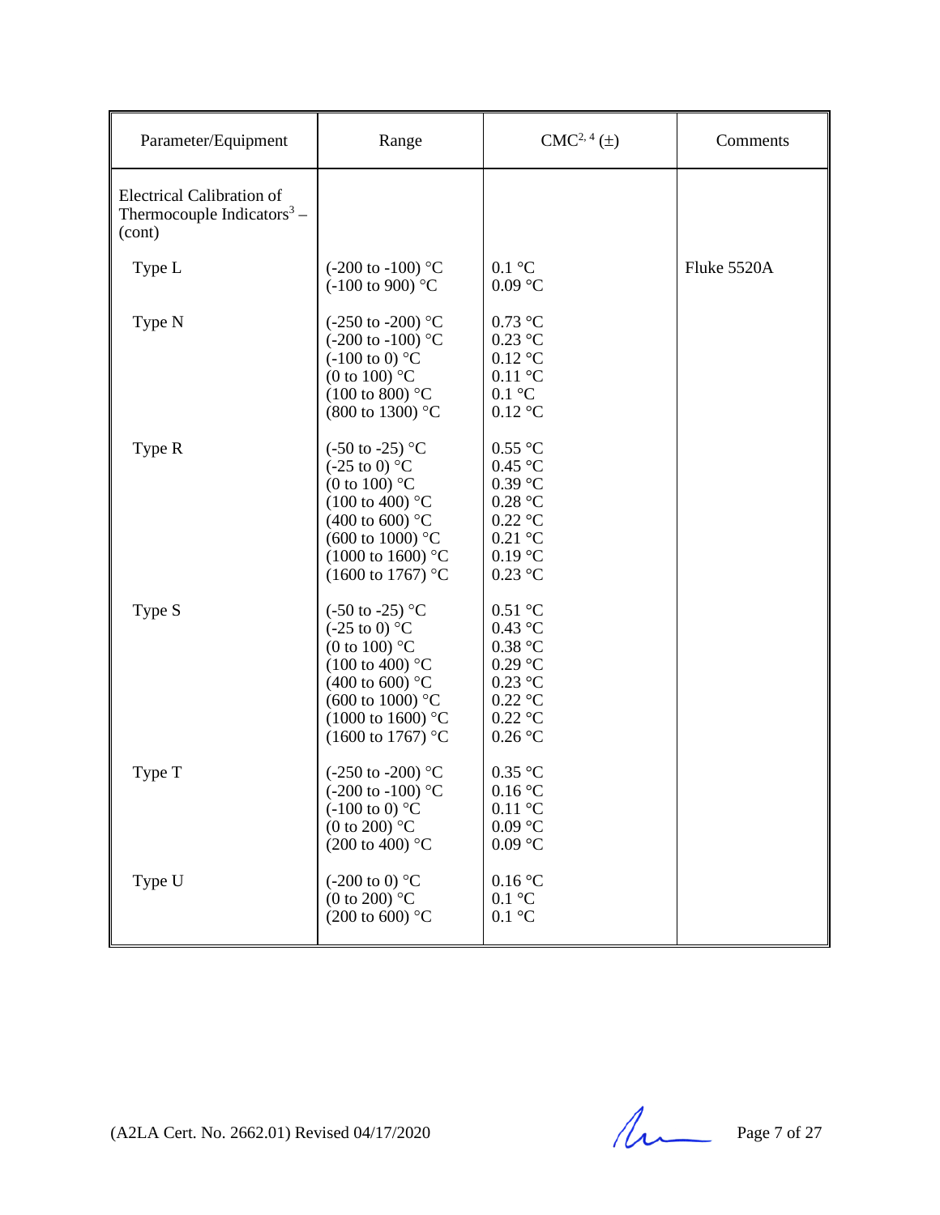| Parameter/Equipment | Range | CMC[2, 4] (±) | Comments |
|---|---|---|---|
| Electrical Calibration of Thermocouple Indicators[3] – (cont) | | | |
| Type L | (-200 to -100) °C<br>(-100 to 900) °C | 0.1 °C<br>0.09 °C | Fluke 5520A |
| Type N | (-250 to -200) °C<br>(-200 to -100) °C<br>(-100 to 0) °C<br>(0 to 100) °C<br>(100 to 800) °C<br>(800 to 1300) °C | 0.73 °C<br>0.23 °C<br>0.12 °C<br>0.11 °C<br>0.1 °C<br>0.12 °C | |
| Type R | (-50 to -25) °C<br>(-25 to 0) °C<br>(0 to 100) °C<br>(100 to 400) °C<br>(400 to 600) °C<br>(600 to 1000) °C<br>(1000 to 1600) °C<br>(1600 to 1767) °C | 0.55 °C<br>0.45 °C<br>0.39 °C<br>0.28 °C<br>0.22 °C<br>0.21 °C<br>0.19 °C<br>0.23 °C | |
| Type S | (-50 to -25) °C<br>(-25 to 0) °C<br>(0 to 100) °C<br>(100 to 400) °C<br>(400 to 600) °C<br>(600 to 1000) °C<br>(1000 to 1600) °C<br>(1600 to 1767) °C | 0.51 °C<br>0.43 °C<br>0.38 °C<br>0.29 °C<br>0.23 °C<br>0.22 °C<br>0.22 °C<br>0.26 °C | |
| Type T | (-250 to -200) °C<br>(-200 to -100) °C<br>(-100 to 0) °C<br>(0 to 200) °C<br>(200 to 400) °C | 0.35 °C<br>0.16 °C<br>0.11 °C<br>0.09 °C<br>0.09 °C | |
| Type U | (-200 to 0) °C<br>(0 to 200) °C<br>(200 to 600) °C | 0.16 °C<br>0.1 °C<br>0.1 °C | |

(A2LA Cert. No. 2662.01) Revised 04/17/2020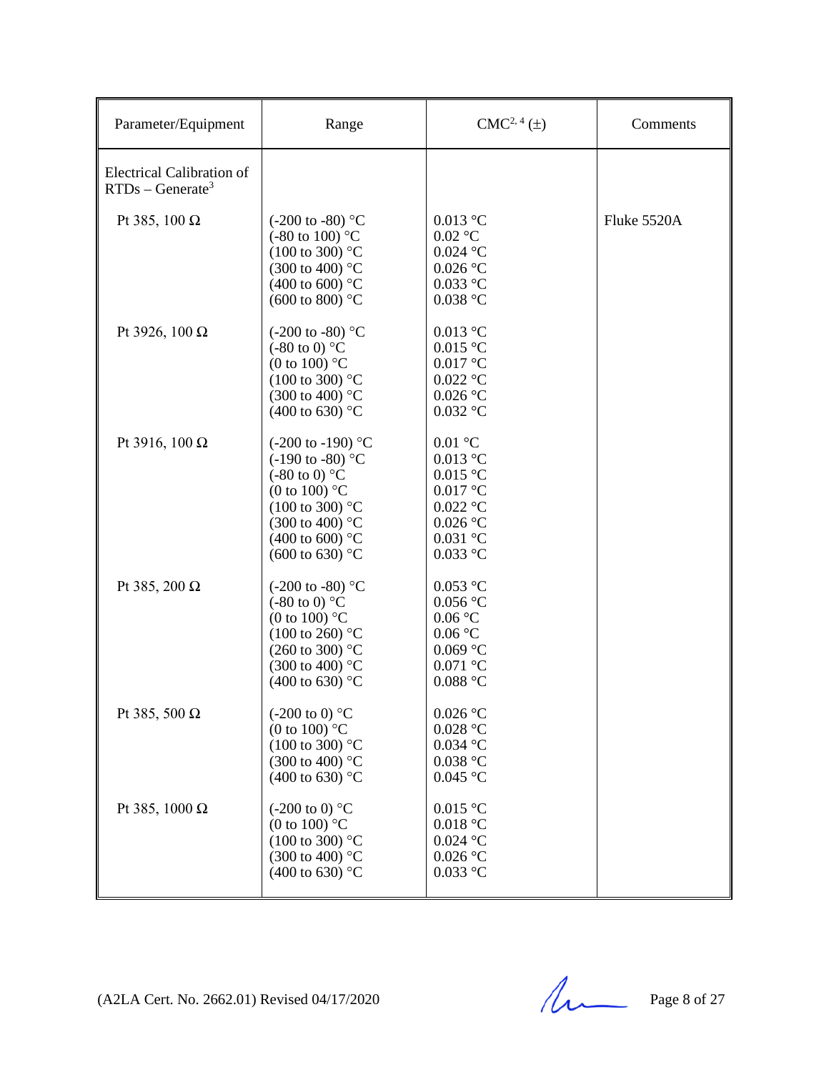| Parameter/Equipment | Range | CMC[2, 4] (±) | Comments |
|---|---|---|---|
| Electrical Calibration of RTDs – Generate[3] | | | |
| Pt 385, 100 Ω | (-200 to -80) °C<br>(-80 to 100) °C<br>(100 to 300) °C<br>(300 to 400) °C<br>(400 to 600) °C<br>(600 to 800) °C | 0.013 °C<br>0.02 °C<br>0.024 °C<br>0.026 °C<br>0.033 °C<br>0.038 °C | Fluke 5520A |
| Pt 3926, 100 Ω | (-200 to -80) °C<br>(-80 to 0) °C<br>(0 to 100) °C<br>(100 to 300) °C<br>(300 to 400) °C<br>(400 to 630) °C | 0.013 °C<br>0.015 °C<br>0.017 °C<br>0.022 °C<br>0.026 °C<br>0.032 °C | |
| Pt 3916, 100 Ω | (-200 to -190) °C<br>(-190 to -80) °C<br>(-80 to 0) °C<br>(0 to 100) °C<br>(100 to 300) °C<br>(300 to 400) °C<br>(400 to 600) °C<br>(600 to 630) °C | 0.01 °C<br>0.013 °C<br>0.015 °C<br>0.017 °C<br>0.022 °C<br>0.026 °C<br>0.031 °C<br>0.033 °C | |
| Pt 385, 200 Ω | (-200 to -80) °C<br>(-80 to 0) °C<br>(0 to 100) °C<br>(100 to 260) °C<br>(260 to 300) °C<br>(300 to 400) °C<br>(400 to 630) °C | 0.053 °C<br>0.056 °C<br>0.06 °C<br>0.06 °C<br>0.069 °C<br>0.071 °C<br>0.088 °C | |
| Pt 385, 500 Ω | (-200 to 0) °C<br>(0 to 100) °C<br>(100 to 300) °C<br>(300 to 400) °C<br>(400 to 630) °C | 0.026 °C<br>0.028 °C<br>0.034 °C<br>0.038 °C<br>0.045 °C | |
| Pt 385, 1000 Ω | (-200 to 0) °C<br>(0 to 100) °C<br>(100 to 300) °C<br>(300 to 400) °C<br>(400 to 630) °C | 0.015 °C<br>0.018 °C<br>0.024 °C<br>0.026 °C<br>0.033 °C | |

(A2LA Cert. No. 2662.01) Revised 04/17/2020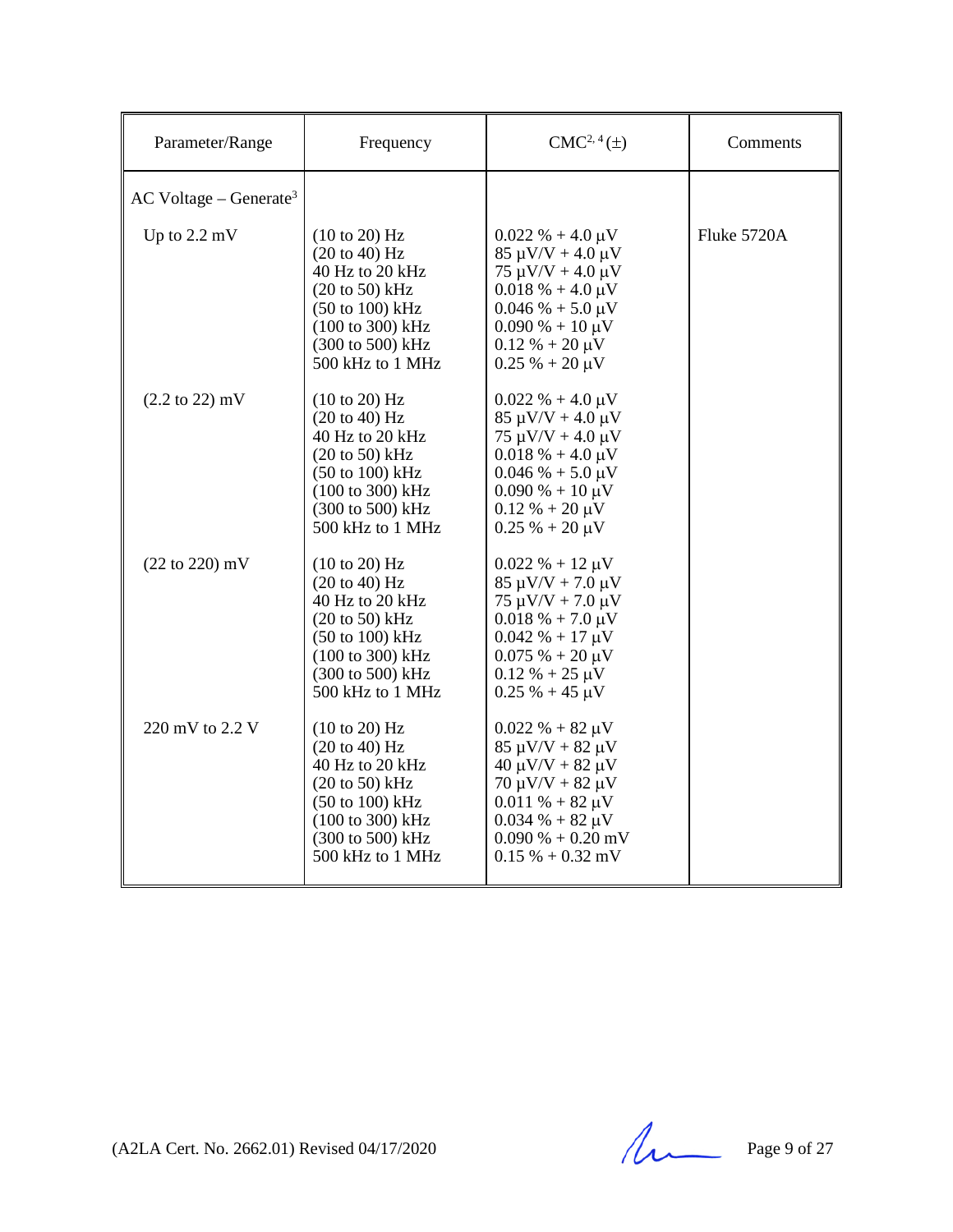| Parameter/Range | Frequency | CMC[2, 4] (±) | Comments |
|---|---|---|---|
| AC Voltage – Generate[3] | | | |
| Up to 2.2 mV | (10 to 20) Hz<br>(20 to 40) Hz<br>40 Hz to 20 kHz<br>(20 to 50) kHz<br>(50 to 100) kHz<br>(100 to 300) kHz<br>(300 to 500) kHz<br>500 kHz to 1 MHz | 0.022 % + 4.0 µV<br>85 µV/V + 4.0 µV<br>75 µV/V + 4.0 µV<br>0.018 % + 4.0 µV<br>0.046 % + 5.0 µV<br>0.090 % + 10 µV<br>0.12 % + 20 µV<br>0.25 % + 20 µV | Fluke 5720A |
| (2.2 to 22) mV | (10 to 20) Hz<br>(20 to 40) Hz<br>40 Hz to 20 kHz<br>(20 to 50) kHz<br>(50 to 100) kHz<br>(100 to 300) kHz<br>(300 to 500) kHz<br>500 kHz to 1 MHz | 0.022 % + 4.0 µV<br>85 µV/V + 4.0 µV<br>75 µV/V + 4.0 µV<br>0.018 % + 4.0 µV<br>0.046 % + 5.0 µV<br>0.090 % + 10 µV<br>0.12 % + 20 µV<br>0.25 % + 20 µV | |
| (22 to 220) mV | (10 to 20) Hz<br>(20 to 40) Hz<br>40 Hz to 20 kHz<br>(20 to 50) kHz<br>(50 to 100) kHz<br>(100 to 300) kHz<br>(300 to 500) kHz<br>500 kHz to 1 MHz | 0.022 % + 12 µV<br>85 µV/V + 7.0 µV<br>75 µV/V + 7.0 µV<br>0.018 % + 7.0 µV<br>0.042 % + 17 µV<br>0.075 % + 20 µV<br>0.12 % + 25 µV<br>0.25 % + 45 µV | |
| 220 mV to 2.2 V | (10 to 20) Hz<br>(20 to 40) Hz<br>40 Hz to 20 kHz<br>(20 to 50) kHz<br>(50 to 100) kHz<br>(100 to 300) kHz<br>(300 to 500) kHz<br>500 kHz to 1 MHz | 0.022 % + 82 µV<br>85 µV/V + 82 µV<br>40 µV/V + 82 µV<br>70 µV/V + 82 µV<br>0.011 % + 82 µV<br>0.034 % + 82 µV<br>0.090 % + 0.20 mV<br>0.15 % + 0.32 mV | |

(A2LA Cert. No. 2662.01) Revised 04/17/2020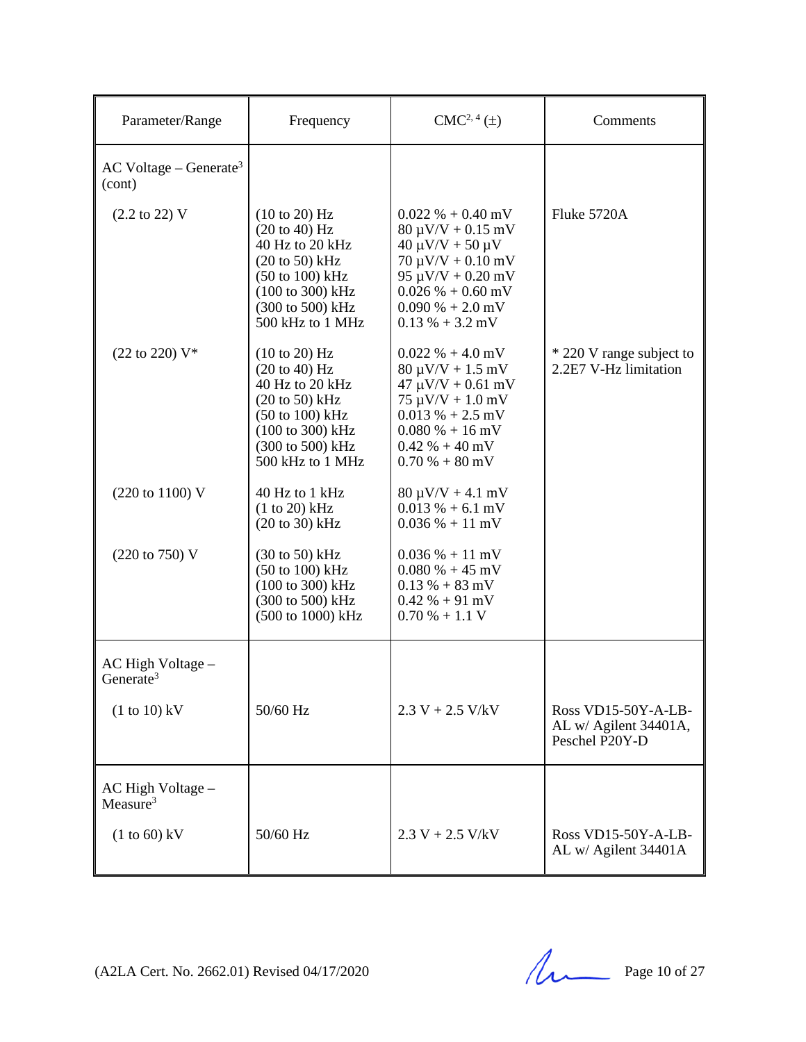| Parameter/Range | Frequency | CMC[2, 4] (±) | Comments |
|---|---|---|---|
| AC Voltage – Generate[3] (cont) | | | |
| (2.2 to 22) V | (10 to 20) Hz<br>(20 to 40) Hz<br>40 Hz to 20 kHz<br>(20 to 50) kHz<br>(50 to 100) kHz<br>(100 to 300) kHz<br>(300 to 500) kHz<br>500 kHz to 1 MHz | 0.022 % + 0.40 mV<br>80 µV/V + 0.15 mV<br>40 µV/V + 50 µV<br>70 µV/V + 0.10 mV<br>95 µV/V + 0.20 mV<br>0.026 % + 0.60 mV<br>0.090 % + 2.0 mV<br>0.13 % + 3.2 mV | Fluke 5720A |
| (22 to 220) V* | (10 to 20) Hz<br>(20 to 40) Hz<br>40 Hz to 20 kHz<br>(20 to 50) kHz<br>(50 to 100) kHz<br>(100 to 300) kHz<br>(300 to 500) kHz<br>500 kHz to 1 MHz | 0.022 % + 4.0 mV<br>80 µV/V + 1.5 mV<br>47 µV/V + 0.61 mV<br>75 µV/V + 1.0 mV<br>0.013 % + 2.5 mV<br>0.080 % + 16 mV<br>0.42 % + 40 mV<br>0.70 % + 80 mV | * 220 V range subject to 2.2E7 V-Hz limitation |
| (220 to 1100) V | 40 Hz to 1 kHz<br>(1 to 20) kHz<br>(20 to 30) kHz | 80 µV/V + 4.1 mV<br>0.013 % + 6.1 mV<br>0.036 % + 11 mV | |
| (220 to 750) V | (30 to 50) kHz<br>(50 to 100) kHz<br>(100 to 300) kHz<br>(300 to 500) kHz<br>(500 to 1000) kHz | 0.036 % + 11 mV<br>0.080 % + 45 mV<br>0.13 % + 83 mV<br>0.42 % + 91 mV<br>0.70 % + 1.1 V | |
| AC High Voltage – Generate[3] | | | |
| (1 to 10) kV | 50/60 Hz | 2.3 V + 2.5 V/kV | Ross VD15-50Y-A-LB-AL w/ Agilent 34401A, Peschel P20Y-D |
| AC High Voltage – Measure[3] | | | |
| (1 to 60) kV | 50/60 Hz | 2.3 V + 2.5 V/kV | Ross VD15-50Y-A-LB-AL w/ Agilent 34401A |

(A2LA Cert. No. 2662.01) Revised 04/17/2020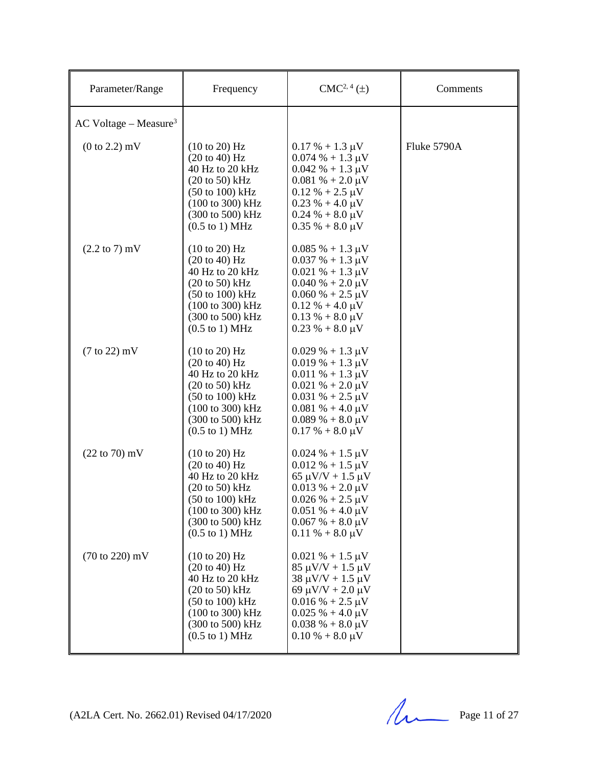| Parameter/Range | Frequency | CMC[2, 4] (±) | Comments |
|---|---|---|---|
| AC Voltage – Measure[3] | | | |
| (0 to 2.2) mV | (10 to 20) Hz<br>(20 to 40) Hz<br>40 Hz to 20 kHz<br>(20 to 50) kHz<br>(50 to 100) kHz<br>(100 to 300) kHz<br>(300 to 500) kHz<br>(0.5 to 1) MHz | 0.17 % + 1.3 µV<br>0.074 % + 1.3 µV<br>0.042 % + 1.3 µV<br>0.081 % + 2.0 µV<br>0.12 % + 2.5 µV<br>0.23 % + 4.0 µV<br>0.24 % + 8.0 µV<br>0.35 % + 8.0 µV | Fluke 5790A |
| (2.2 to 7) mV | (10 to 20) Hz<br>(20 to 40) Hz<br>40 Hz to 20 kHz<br>(20 to 50) kHz<br>(50 to 100) kHz<br>(100 to 300) kHz<br>(300 to 500) kHz<br>(0.5 to 1) MHz | 0.085 % + 1.3 µV<br>0.037 % + 1.3 µV<br>0.021 % + 1.3 µV<br>0.040 % + 2.0 µV<br>0.060 % + 2.5 µV<br>0.12 % + 4.0 µV<br>0.13 % + 8.0 µV<br>0.23 % + 8.0 µV | |
| (7 to 22) mV | (10 to 20) Hz<br>(20 to 40) Hz<br>40 Hz to 20 kHz<br>(20 to 50) kHz<br>(50 to 100) kHz<br>(100 to 300) kHz<br>(300 to 500) kHz<br>(0.5 to 1) MHz | 0.029 % + 1.3 µV<br>0.019 % + 1.3 µV<br>0.011 % + 1.3 µV<br>0.021 % + 2.0 µV<br>0.031 % + 2.5 µV<br>0.081 % + 4.0 µV<br>0.089 % + 8.0 µV<br>0.17 % + 8.0 µV | |
| (22 to 70) mV | (10 to 20) Hz<br>(20 to 40) Hz<br>40 Hz to 20 kHz<br>(20 to 50) kHz<br>(50 to 100) kHz<br>(100 to 300) kHz<br>(300 to 500) kHz<br>(0.5 to 1) MHz | 0.024 % + 1.5 µV<br>0.012 % + 1.5 µV<br>65 µV/V + 1.5 µV<br>0.013 % + 2.0 µV<br>0.026 % + 2.5 µV<br>0.051 % + 4.0 µV<br>0.067 % + 8.0 µV<br>0.11 % + 8.0 µV | |
| (70 to 220) mV | (10 to 20) Hz<br>(20 to 40) Hz<br>40 Hz to 20 kHz<br>(20 to 50) kHz<br>(50 to 100) kHz<br>(100 to 300) kHz<br>(300 to 500) kHz<br>(0.5 to 1) MHz | 0.021 % + 1.5 µV<br>85 µV/V + 1.5 µV<br>38 µV/V + 1.5 µV<br>69 µV/V + 2.0 µV<br>0.016 % + 2.5 µV<br>0.025 % + 4.0 µV<br>0.038 % + 8.0 µV<br>0.10 % + 8.0 µV | |

(A2LA Cert. No. 2662.01) Revised 04/17/2020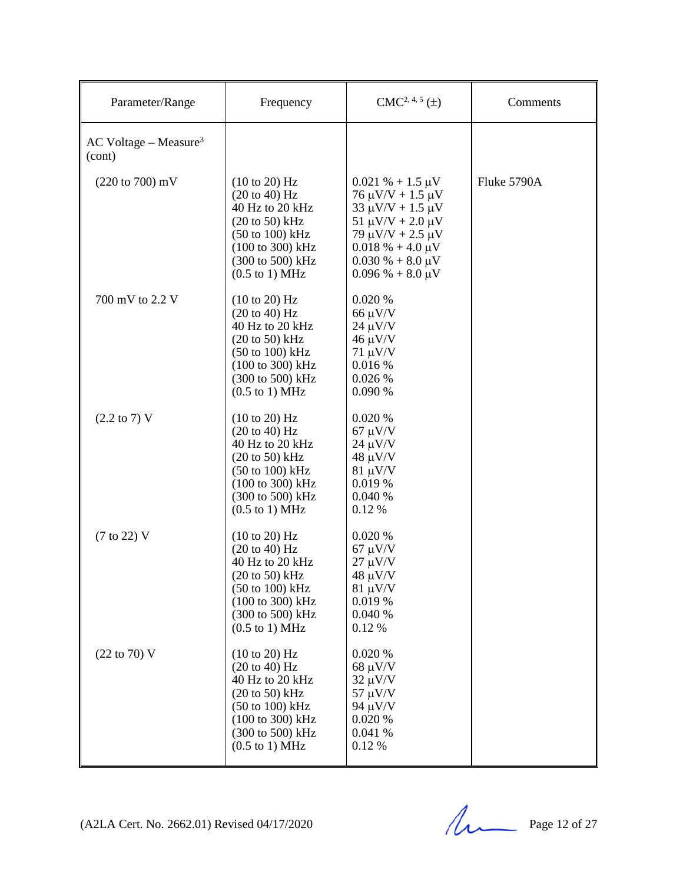| Parameter/Range | Frequency | CMC[2, 4, 5] (±) | Comments |
|---|---|---|---|
| AC Voltage – Measure[3] (cont) | | | |
| (220 to 700) mV | (10 to 20) Hz<br>(20 to 40) Hz<br>40 Hz to 20 kHz<br>(20 to 50) kHz<br>(50 to 100) kHz<br>(100 to 300) kHz<br>(300 to 500) kHz<br>(0.5 to 1) MHz | 0.021 % + 1.5 µV<br>76 µV/V + 1.5 µV<br>33 µV/V + 1.5 µV<br>51 µV/V + 2.0 µV<br>79 µV/V + 2.5 µV<br>0.018 % + 4.0 µV<br>0.030 % + 8.0 µV<br>0.096 % + 8.0 µV | Fluke 5790A |
| 700 mV to 2.2 V | (10 to 20) Hz<br>(20 to 40) Hz<br>40 Hz to 20 kHz<br>(20 to 50) kHz<br>(50 to 100) kHz<br>(100 to 300) kHz<br>(300 to 500) kHz<br>(0.5 to 1) MHz | 0.020 %<br>66 µV/V<br>24 µV/V<br>46 µV/V<br>71 µV/V<br>0.016 %<br>0.026 %<br>0.090 % | |
| (2.2 to 7) V | (10 to 20) Hz<br>(20 to 40) Hz<br>40 Hz to 20 kHz<br>(20 to 50) kHz<br>(50 to 100) kHz<br>(100 to 300) kHz<br>(300 to 500) kHz<br>(0.5 to 1) MHz | 0.020 %<br>67 µV/V<br>24 µV/V<br>48 µV/V<br>81 µV/V<br>0.019 %<br>0.040 %<br>0.12 % | |
| (7 to 22) V | (10 to 20) Hz<br>(20 to 40) Hz<br>40 Hz to 20 kHz<br>(20 to 50) kHz<br>(50 to 100) kHz<br>(100 to 300) kHz<br>(300 to 500) kHz<br>(0.5 to 1) MHz | 0.020 %<br>67 µV/V<br>27 µV/V<br>48 µV/V<br>81 µV/V<br>0.019 %<br>0.040 %<br>0.12 % | |
| (22 to 70) V | (10 to 20) Hz<br>(20 to 40) Hz<br>40 Hz to 20 kHz<br>(20 to 50) kHz<br>(50 to 100) kHz<br>(100 to 300) kHz<br>(300 to 500) kHz<br>(0.5 to 1) MHz | 0.020 %<br>68 µV/V<br>32 µV/V<br>57 µV/V<br>94 µV/V<br>0.020 %<br>0.041 %<br>0.12 % | |

(A2LA Cert. No. 2662.01) Revised 04/17/2020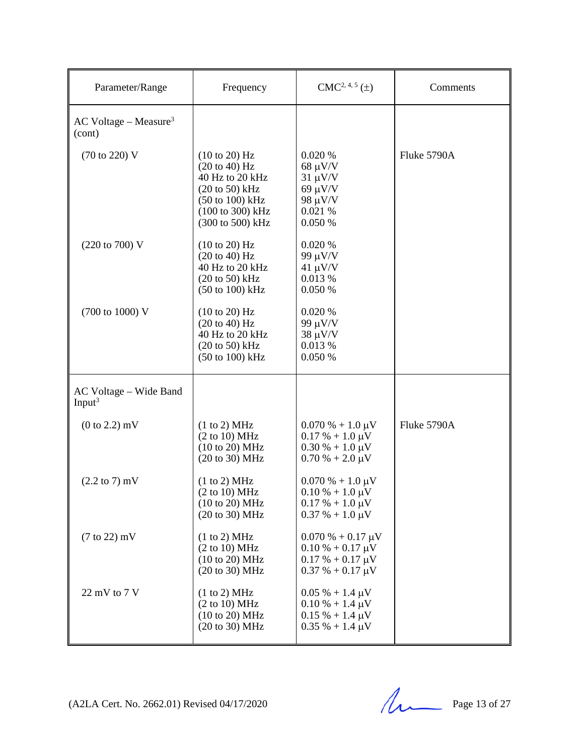| Parameter/Range | Frequency | CMC[2, 4, 5] (±) | Comments |
|---|---|---|---|
| AC Voltage – Measure[3] (cont) | | | |
| (70 to 220) V | (10 to 20) Hz<br>(20 to 40) Hz<br>40 Hz to 20 kHz<br>(20 to 50) kHz<br>(50 to 100) kHz<br>(100 to 300) kHz<br>(300 to 500) kHz | 0.020 %<br>68 μV/V<br>31 μV/V<br>69 μV/V<br>98 μV/V<br>0.021 %<br>0.050 % | Fluke 5790A |
| (220 to 700) V | (10 to 20) Hz<br>(20 to 40) Hz<br>40 Hz to 20 kHz<br>(20 to 50) kHz<br>(50 to 100) kHz | 0.020 %<br>99 μV/V<br>41 μV/V<br>0.013 %<br>0.050 % | |
| (700 to 1000) V | (10 to 20) Hz<br>(20 to 40) Hz<br>40 Hz to 20 kHz<br>(20 to 50) kHz<br>(50 to 100) kHz | 0.020 %<br>99 μV/V<br>38 μV/V<br>0.013 %<br>0.050 % | |
| AC Voltage – Wide Band Input[3] | | | |
| (0 to 2.2) mV | (1 to 2) MHz<br>(2 to 10) MHz<br>(10 to 20) MHz<br>(20 to 30) MHz | 0.070 % + 1.0 μV<br>0.17 % + 1.0 μV<br>0.30 % + 1.0 μV<br>0.70 % + 2.0 μV | Fluke 5790A |
| (2.2 to 7) mV | (1 to 2) MHz<br>(2 to 10) MHz<br>(10 to 20) MHz<br>(20 to 30) MHz | 0.070 % + 1.0 μV<br>0.10 % + 1.0 μV<br>0.17 % + 1.0 μV<br>0.37 % + 1.0 μV | |
| (7 to 22) mV | (1 to 2) MHz<br>(2 to 10) MHz<br>(10 to 20) MHz<br>(20 to 30) MHz | 0.070 % + 0.17 μV<br>0.10 % + 0.17 μV<br>0.17 % + 0.17 μV<br>0.37 % + 0.17 μV | |
| 22 mV to 7 V | (1 to 2) MHz<br>(2 to 10) MHz<br>(10 to 20) MHz<br>(20 to 30) MHz | 0.05 % + 1.4 μV<br>0.10 % + 1.4 μV<br>0.15 % + 1.4 μV<br>0.35 % + 1.4 μV | |

(A2LA Cert. No. 2662.01) Revised 04/17/2020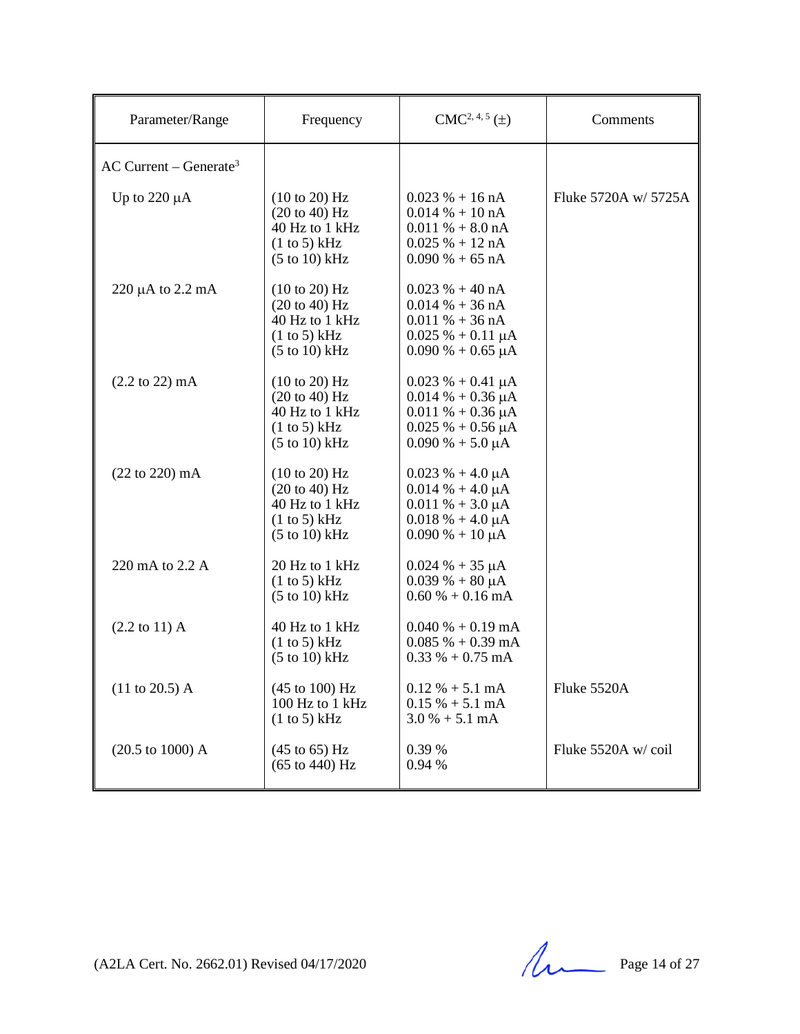| Parameter/Range | Frequency | CMC[2, 4, 5] (±) | Comments |
|---|---|---|---|
| AC Current – Generate[3] | | | |
| Up to 220 µA | (10 to 20) Hz<br>(20 to 40) Hz<br>40 Hz to 1 kHz<br>(1 to 5) kHz<br>(5 to 10) kHz | 0.023 % + 16 nA<br>0.014 % + 10 nA<br>0.011 % + 8.0 nA<br>0.025 % + 12 nA<br>0.090 % + 65 nA | Fluke 5720A w/ 5725A |
| 220 µA to 2.2 mA | (10 to 20) Hz<br>(20 to 40) Hz<br>40 Hz to 1 kHz<br>(1 to 5) kHz<br>(5 to 10) kHz | 0.023 % + 40 nA<br>0.014 % + 36 nA<br>0.011 % + 36 nA<br>0.025 % + 0.11 µA<br>0.090 % + 0.65 µA | |
| (2.2 to 22) mA | (10 to 20) Hz<br>(20 to 40) Hz<br>40 Hz to 1 kHz<br>(1 to 5) kHz<br>(5 to 10) kHz | 0.023 % + 0.41 µA<br>0.014 % + 0.36 µA<br>0.011 % + 0.36 µA<br>0.025 % + 0.56 µA<br>0.090 % + 5.0 µA | |
| (22 to 220) mA | (10 to 20) Hz<br>(20 to 40) Hz<br>40 Hz to 1 kHz<br>(1 to 5) kHz<br>(5 to 10) kHz | 0.023 % + 4.0 µA<br>0.014 % + 4.0 µA<br>0.011 % + 3.0 µA<br>0.018 % + 4.0 µA<br>0.090 % + 10 µA | |
| 220 mA to 2.2 A | 20 Hz to 1 kHz<br>(1 to 5) kHz<br>(5 to 10) kHz | 0.024 % + 35 µA<br>0.039 % + 80 µA<br>0.60 % + 0.16 mA | |
| (2.2 to 11) A | 40 Hz to 1 kHz<br>(1 to 5) kHz<br>(5 to 10) kHz | 0.040 % + 0.19 mA<br>0.085 % + 0.39 mA<br>0.33 % + 0.75 mA | |
| (11 to 20.5) A | (45 to 100) Hz<br>100 Hz to 1 kHz<br>(1 to 5) kHz | 0.12 % + 5.1 mA<br>0.15 % + 5.1 mA<br>3.0 % + 5.1 mA | Fluke 5520A |
| (20.5 to 1000) A | (45 to 65) Hz<br>(65 to 440) Hz | 0.39 %<br>0.94 % | Fluke 5520A w/ coil |

(A2LA Cert. No. 2662.01) Revised 04/17/2020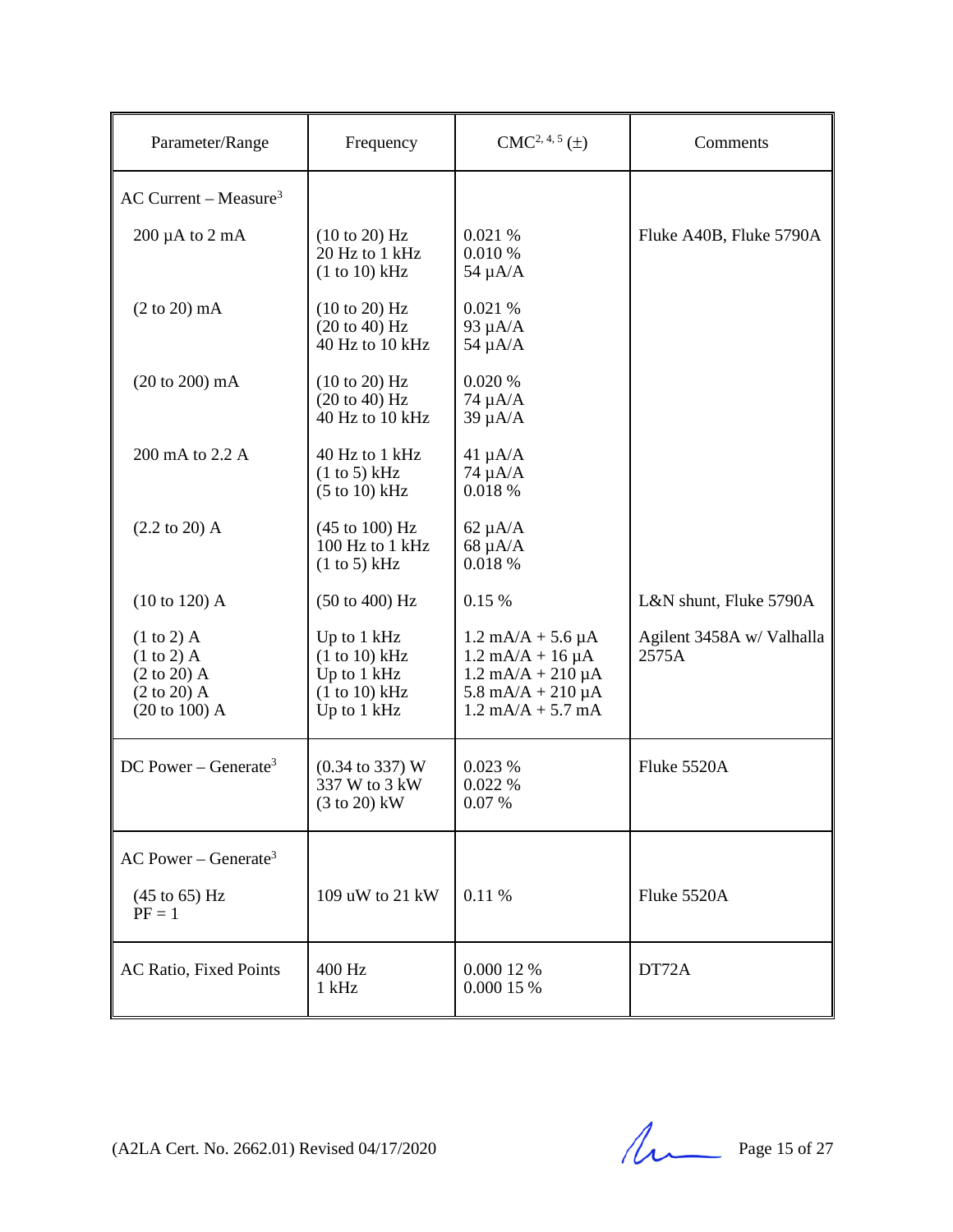| Parameter/Range | Frequency | CMC[2, 4, 5] (±) | Comments |
|---|---|---|---|
| AC Current – Measure[3] | | | |
| 200 µA to 2 mA | (10 to 20) Hz<br>20 Hz to 1 kHz<br>(1 to 10) kHz | 0.021 %<br>0.010 %<br>54 µA/A | Fluke A40B, Fluke 5790A |
| (2 to 20) mA | (10 to 20) Hz<br>(20 to 40) Hz<br>40 Hz to 10 kHz | 0.021 %<br>93 µA/A<br>54 µA/A | |
| (20 to 200) mA | (10 to 20) Hz<br>(20 to 40) Hz<br>40 Hz to 10 kHz | 0.020 %<br>74 µA/A<br>39 µA/A | |
| 200 mA to 2.2 A | 40 Hz to 1 kHz<br>(1 to 5) kHz<br>(5 to 10) kHz | 41 µA/A<br>74 µA/A<br>0.018 % | |
| (2.2 to 20) A | (45 to 100) Hz<br>100 Hz to 1 kHz<br>(1 to 5) kHz | 62 µA/A<br>68 µA/A<br>0.018 % | |
| (10 to 120) A | (50 to 400) Hz | 0.15 % | L&N shunt, Fluke 5790A |
| (1 to 2) A<br>(1 to 2) A<br>(2 to 20) A<br>(2 to 20) A<br>(20 to 100) A | Up to 1 kHz<br>(1 to 10) kHz<br>Up to 1 kHz<br>(1 to 10) kHz<br>Up to 1 kHz | 1.2 mA/A + 5.6 µA<br>1.2 mA/A + 16 µA<br>1.2 mA/A + 210 µA<br>5.8 mA/A + 210 µA<br>1.2 mA/A + 5.7 mA | Agilent 3458A w/ Valhalla 2575A |
| DC Power – Generate[3] | (0.34 to 337) W<br>337 W to 3 kW<br>(3 to 20) kW | 0.023 %<br>0.022 %<br>0.07 % | Fluke 5520A |
| AC Power – Generate[3] | | | |
| (45 to 65) Hz<br>PF = 1 | 109 uW to 21 kW | 0.11 % | Fluke 5520A |
| AC Ratio, Fixed Points | 400 Hz<br>1 kHz | 0.000 12 %<br>0.000 15 % | DT72A |

(A2LA Cert. No. 2662.01) Revised 04/17/2020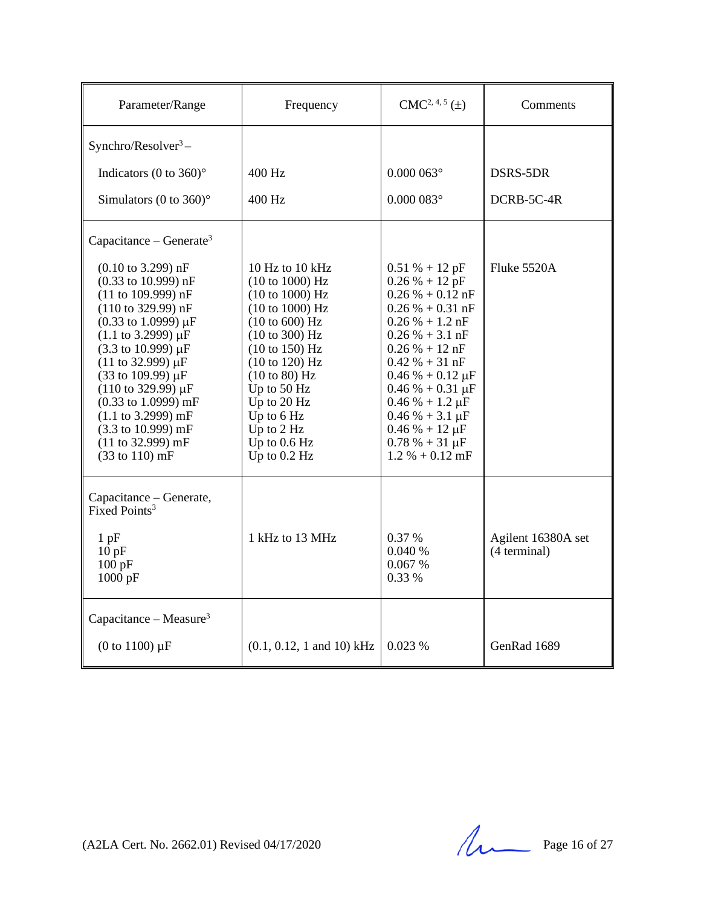| Parameter/Range | Frequency | CMC[2, 4, 5] (±) | Comments |
|---|---|---|---|
| Synchro/Resolver[3] – | | | |
| Indicators (0 to 360)° | 400 Hz | 0.000 063° | DSRS-5DR |
| Simulators (0 to 360)° | 400 Hz | 0.000 083° | DCRB-5C-4R |
| Capacitance – Generate[3] | | | |
| (0.10 to 3.299) nF | 10 Hz to 10 kHz | 0.51 % + 12 pF | Fluke 5520A |
| (0.33 to 10.999) nF | (10 to 1000) Hz | 0.26 % + 12 pF | |
| (11 to 109.999) nF | (10 to 1000) Hz | 0.26 % + 0.12 nF | |
| (110 to 329.99) nF | (10 to 1000) Hz | 0.26 % + 0.31 nF | |
| (0.33 to 1.0999) µF | (10 to 600) Hz | 0.26 % + 1.2 nF | |
| (1.1 to 3.2999) µF | (10 to 300) Hz | 0.26 % + 3.1 nF | |
| (3.3 to 10.999) µF | (10 to 150) Hz | 0.26 % + 12 nF | |
| (11 to 32.999) µF | (10 to 120) Hz | 0.42 % + 31 nF | |
| (33 to 109.99) µF | (10 to 80) Hz | 0.46 % + 0.12 µF | |
| (110 to 329.99) µF | Up to 50 Hz | 0.46 % + 0.31 µF | |
| (0.33 to 1.0999) mF | Up to 20 Hz | 0.46 % + 1.2 µF | |
| (1.1 to 3.2999) mF | Up to 6 Hz | 0.46 % + 3.1 µF | |
| (3.3 to 10.999) mF | Up to 2 Hz | 0.46 % + 12 µF | |
| (11 to 32.999) mF | Up to 0.6 Hz | 0.78 % + 31 µF | |
| (33 to 110) mF | Up to 0.2 Hz | 1.2 % + 0.12 mF | |
| Capacitance – Generate, Fixed Points[3] | | | |
| 1 pF | 1 kHz to 13 MHz | 0.37 % | Agilent 16380A set (4 terminal) |
| 10 pF | | 0.040 % | |
| 100 pF | | 0.067 % | |
| 1000 pF | | 0.33 % | |
| Capacitance – Measure[3] | | | |
| (0 to 1100) µF | (0.1, 0.12, 1 and 10) kHz | 0.023 % | GenRad 1689 |

(A2LA Cert. No. 2662.01) Revised 04/17/2020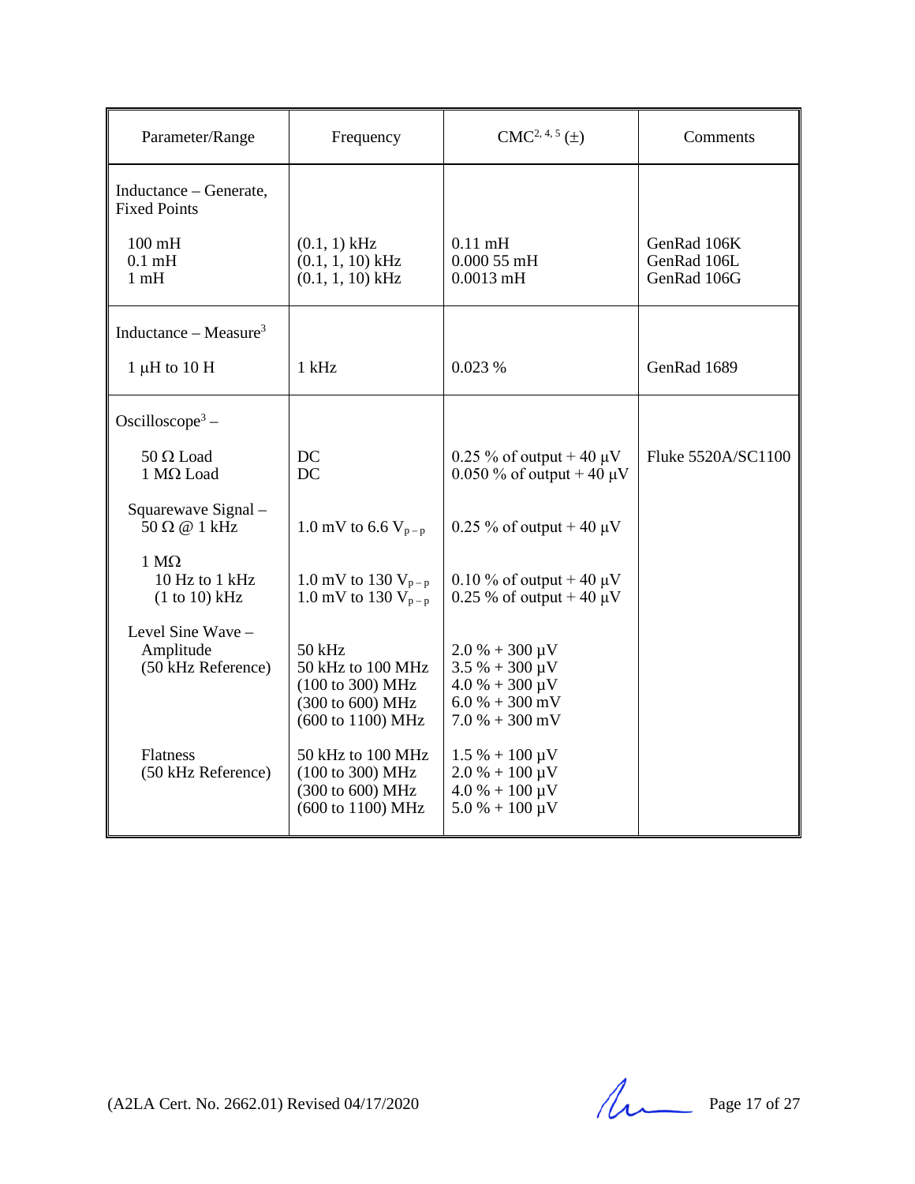| Parameter/Range | Frequency | CMC[2, 4, 5] (±) | Comments |
|---|---|---|---|
| Inductance – Generate, Fixed Points | | | |
| 100 mH | (0.1, 1) kHz | 0.11 mH | GenRad 106K |
| 0.1 mH | (0.1, 1, 10) kHz | 0.000 55 mH | GenRad 106L |
| 1 mH | (0.1, 1, 10) kHz | 0.0013 mH | GenRad 106G |
| Inductance – Measure[3] | | | |
| 1 µH to 10 H | 1 kHz | 0.023 % | GenRad 1689 |
| Oscilloscope[3] – | | | |
| 50 Ω Load | DC | 0.25 % of output + 40 µV | Fluke 5520A/SC1100 |
| 1 MΩ Load | DC | 0.050 % of output + 40 µV | |
| Squarewave Signal – 50 Ω @ 1 kHz | 1.0 mV to 6.6 $V_{p-p}$ | 0.25 % of output + 40 µV | |
| 1 MΩ | | | |
| 10 Hz to 1 kHz | 1.0 mV to 130 $V_{p-p}$ | 0.10 % of output + 40 µV | |
| (1 to 10) kHz | 1.0 mV to 130 $V_{p-p}$ | 0.25 % of output + 40 µV | |
| Level Sine Wave – Amplitude (50 kHz Reference) | 50 kHz | 2.0 % + 300 µV | |
| | 50 kHz to 100 MHz | 3.5 % + 300 µV | |
| | (100 to 300) MHz | 4.0 % + 300 µV | |
| | (300 to 600) MHz | 6.0 % + 300 mV | |
| | (600 to 1100) MHz | 7.0 % + 300 mV | |
| Flatness (50 kHz Reference) | 50 kHz to 100 MHz | 1.5 % + 100 µV | |
| | (100 to 300) MHz | 2.0 % + 100 µV | |
| | (300 to 600) MHz | 4.0 % + 100 µV | |
| | (600 to 1100) MHz | 5.0 % + 100 µV | |

(A2LA Cert. No. 2662.01) Revised 04/17/2020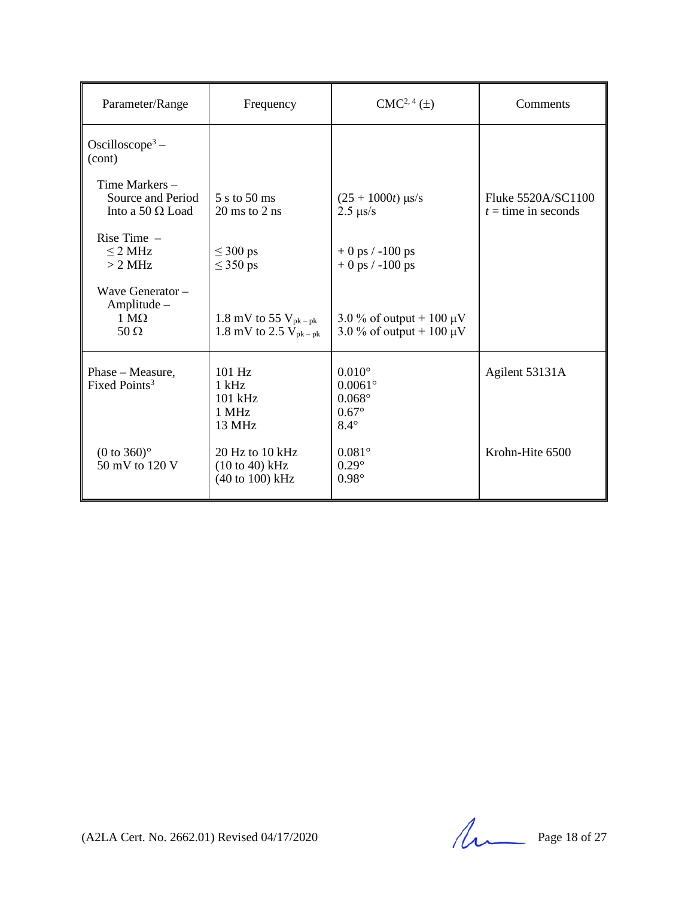| Parameter/Range | Frequency | CMC[2, 4] (±) | Comments |
|---|---|---|---|
| Oscilloscope[3] – (cont) | | | |
| Time Markers – Source and Period Into a 50 Ω Load | 5 s to 50 ms<br>20 ms to 2 ns | (25 + 1000*t*) µs/s<br>2.5 µs/s | Fluke 5520A/SC1100<br>*t* = time in seconds |
| Rise Time –<br>≤ 2 MHz<br>> 2 MHz | <br>≤ 300 ps<br>≤ 350 ps | <br>+ 0 ps / -100 ps<br>+ 0 ps / -100 ps | |
| Wave Generator – Amplitude –<br>1 MΩ<br>50 Ω | <br>1.8 mV to 55 $V_{pk-pk}$<br>1.8 mV to 2.5 $V_{pk-pk}$ | <br>3.0 % of output + 100 µV<br>3.0 % of output + 100 µV | |
| Phase – Measure, Fixed Points[3] | 101 Hz<br>1 kHz<br>101 kHz<br>1 MHz<br>13 MHz | 0.010°<br>0.0061°<br>0.068°<br>0.67°<br>8.4° | Agilent 53131A |
| (0 to 360)°<br>50 mV to 120 V | 20 Hz to 10 kHz<br>(10 to 40) kHz<br>(40 to 100) kHz | 0.081°<br>0.29°<br>0.98° | Krohn-Hite 6500 |

(A2LA Cert. No. 2662.01) Revised 04/17/2020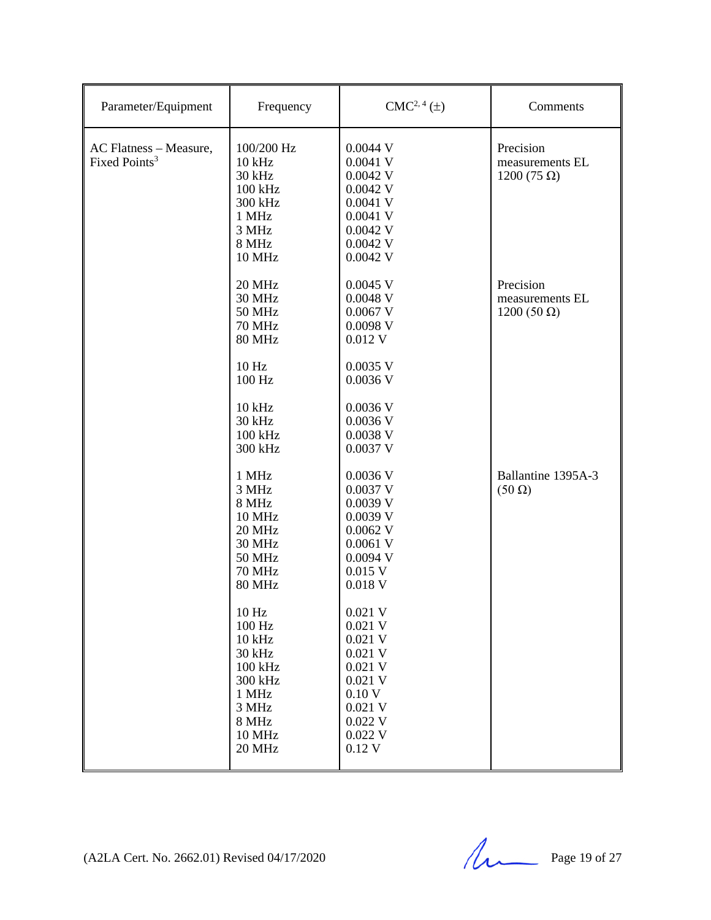| Parameter/Equipment | Frequency | CMC[2, 4] (±) | Comments |
|---|---|---|---|
| AC Flatness – Measure, Fixed Points[3] | 100/200 Hz<br>10 kHz<br>30 kHz<br>100 kHz<br>300 kHz<br>1 MHz<br>3 MHz<br>8 MHz<br>10 MHz | 0.0044 V<br>0.0041 V<br>0.0042 V<br>0.0042 V<br>0.0041 V<br>0.0041 V<br>0.0042 V<br>0.0042 V<br>0.0042 V | Precision measurements EL 1200 (75 Ω) |
| | 20 MHz<br>30 MHz<br>50 MHz<br>70 MHz<br>80 MHz | 0.0045 V<br>0.0048 V<br>0.0067 V<br>0.0098 V<br>0.012 V | Precision measurements EL 1200 (50 Ω) |
| | 10 Hz<br>100 Hz | 0.0035 V<br>0.0036 V | |
| | 10 kHz<br>30 kHz<br>100 kHz<br>300 kHz | 0.0036 V<br>0.0036 V<br>0.0038 V<br>0.0037 V | |
| | 1 MHz<br>3 MHz<br>8 MHz<br>10 MHz<br>20 MHz<br>30 MHz<br>50 MHz<br>70 MHz<br>80 MHz | 0.0036 V<br>0.0037 V<br>0.0039 V<br>0.0039 V<br>0.0062 V<br>0.0061 V<br>0.0094 V<br>0.015 V<br>0.018 V | Ballantine 1395A-3 (50 Ω) |
| | 10 Hz<br>100 Hz<br>10 kHz<br>30 kHz<br>100 kHz<br>300 kHz<br>1 MHz<br>3 MHz<br>8 MHz<br>10 MHz<br>20 MHz | 0.021 V<br>0.021 V<br>0.021 V<br>0.021 V<br>0.021 V<br>0.021 V<br>0.10 V<br>0.021 V<br>0.022 V<br>0.022 V<br>0.12 V | |

(A2LA Cert. No. 2662.01) Revised 04/17/2020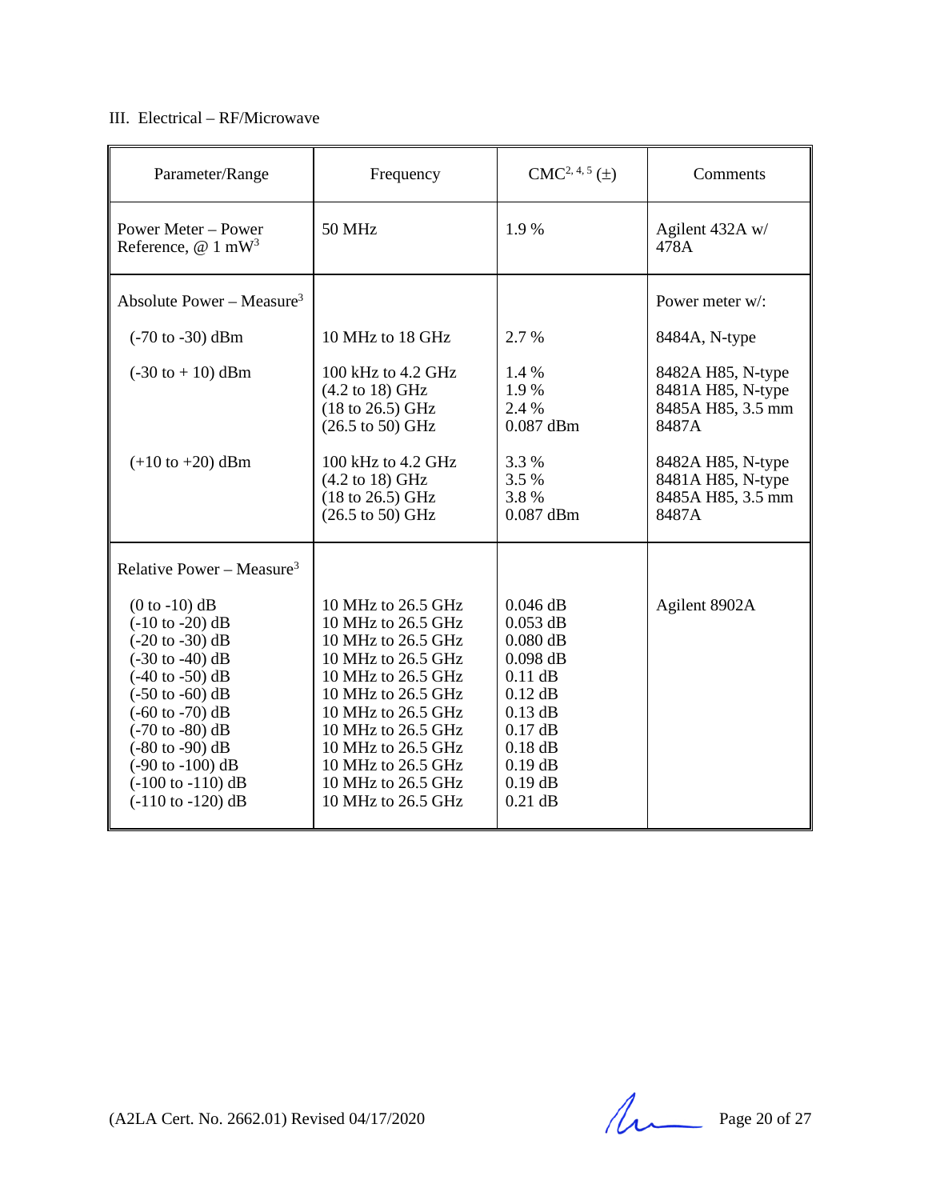III. Electrical – RF/Microwave

| Parameter/Range | Frequency | CMC[2, 4, 5] (±) | Comments |
|---|---|---|---|
| Power Meter – Power Reference, @ 1 mW[3] | 50 MHz | 1.9 % | Agilent 432A w/ 478A |
| Absolute Power – Measure[3] | | | Power meter w/: |
| (-70 to -30) dBm | 10 MHz to 18 GHz | 2.7 % | 8484A, N-type |
| (-30 to + 10) dBm | 100 kHz to 4.2 GHz | 1.4 % | 8482A H85, N-type |
| | (4.2 to 18) GHz | 1.9 % | 8481A H85, N-type |
| | (18 to 26.5) GHz | 2.4 % | 8485A H85, 3.5 mm |
| | (26.5 to 50) GHz | 0.087 dBm | 8487A |
| (+10 to +20) dBm | 100 kHz to 4.2 GHz | 3.3 % | 8482A H85, N-type |
| | (4.2 to 18) GHz | 3.5 % | 8481A H85, N-type |
| | (18 to 26.5) GHz | 3.8 % | 8485A H85, 3.5 mm |
| | (26.5 to 50) GHz | 0.087 dBm | 8487A |
| Relative Power – Measure[3] | | | |
| (0 to -10) dB | 10 MHz to 26.5 GHz | 0.046 dB | Agilent 8902A |
| (-10 to -20) dB | 10 MHz to 26.5 GHz | 0.053 dB | |
| (-20 to -30) dB | 10 MHz to 26.5 GHz | 0.080 dB | |
| (-30 to -40) dB | 10 MHz to 26.5 GHz | 0.098 dB | |
| (-40 to -50) dB | 10 MHz to 26.5 GHz | 0.11 dB | |
| (-50 to -60) dB | 10 MHz to 26.5 GHz | 0.12 dB | |
| (-60 to -70) dB | 10 MHz to 26.5 GHz | 0.13 dB | |
| (-70 to -80) dB | 10 MHz to 26.5 GHz | 0.17 dB | |
| (-80 to -90) dB | 10 MHz to 26.5 GHz | 0.18 dB | |
| (-90 to -100) dB | 10 MHz to 26.5 GHz | 0.19 dB | |
| (-100 to -110) dB | 10 MHz to 26.5 GHz | 0.19 dB | |
| (-110 to -120) dB | 10 MHz to 26.5 GHz | 0.21 dB | |

(A2LA Cert. No. 2662.01) Revised 04/17/2020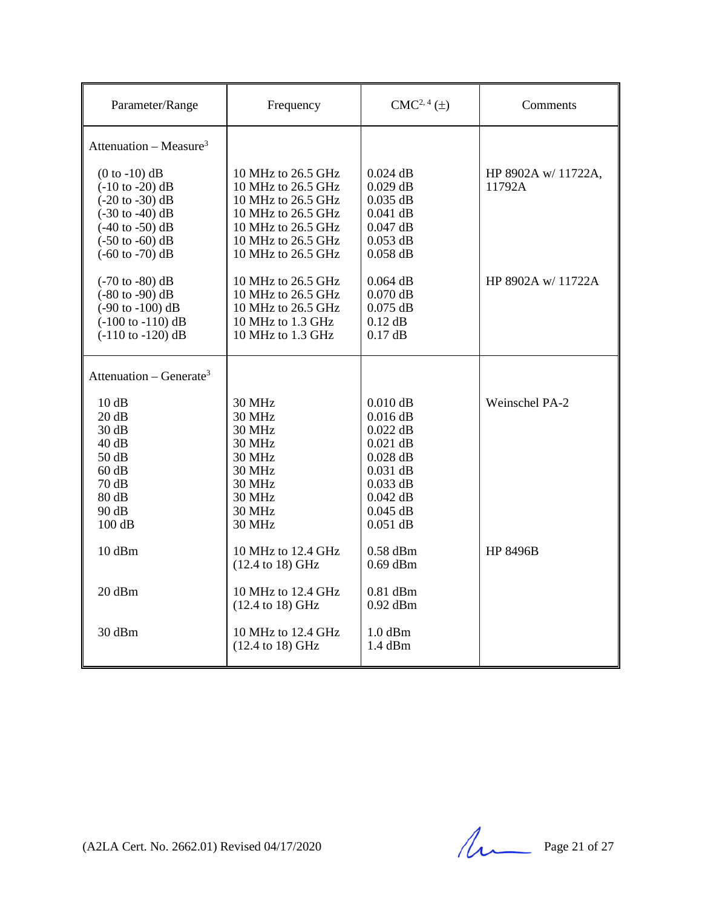| Parameter/Range | Frequency | CMC[2, 4] (±) | Comments |
|---|---|---|---|
| Attenuation – Measure[3] | | | |
| (0 to -10) dB | 10 MHz to 26.5 GHz | 0.024 dB | HP 8902A w/ 11722A, 11792A |
| (-10 to -20) dB | 10 MHz to 26.5 GHz | 0.029 dB | |
| (-20 to -30) dB | 10 MHz to 26.5 GHz | 0.035 dB | |
| (-30 to -40) dB | 10 MHz to 26.5 GHz | 0.041 dB | |
| (-40 to -50) dB | 10 MHz to 26.5 GHz | 0.047 dB | |
| (-50 to -60) dB | 10 MHz to 26.5 GHz | 0.053 dB | |
| (-60 to -70) dB | 10 MHz to 26.5 GHz | 0.058 dB | |
| (-70 to -80) dB | 10 MHz to 26.5 GHz | 0.064 dB | HP 8902A w/ 11722A |
| (-80 to -90) dB | 10 MHz to 26.5 GHz | 0.070 dB | |
| (-90 to -100) dB | 10 MHz to 26.5 GHz | 0.075 dB | |
| (-100 to -110) dB | 10 MHz to 1.3 GHz | 0.12 dB | |
| (-110 to -120) dB | 10 MHz to 1.3 GHz | 0.17 dB | |
| Attenuation – Generate[3] | | | |
| 10 dB | 30 MHz | 0.010 dB | Weinschel PA-2 |
| 20 dB | 30 MHz | 0.016 dB | |
| 30 dB | 30 MHz | 0.022 dB | |
| 40 dB | 30 MHz | 0.021 dB | |
| 50 dB | 30 MHz | 0.028 dB | |
| 60 dB | 30 MHz | 0.031 dB | |
| 70 dB | 30 MHz | 0.033 dB | |
| 80 dB | 30 MHz | 0.042 dB | |
| 90 dB | 30 MHz | 0.045 dB | |
| 100 dB | 30 MHz | 0.051 dB | |
| 10 dBm | 10 MHz to 12.4 GHz<br>(12.4 to 18) GHz | 0.58 dBm<br>0.69 dBm | HP 8496B |
| 20 dBm | 10 MHz to 12.4 GHz<br>(12.4 to 18) GHz | 0.81 dBm<br>0.92 dBm | |
| 30 dBm | 10 MHz to 12.4 GHz<br>(12.4 to 18) GHz | 1.0 dBm<br>1.4 dBm | |

(A2LA Cert. No. 2662.01) Revised 04/17/2020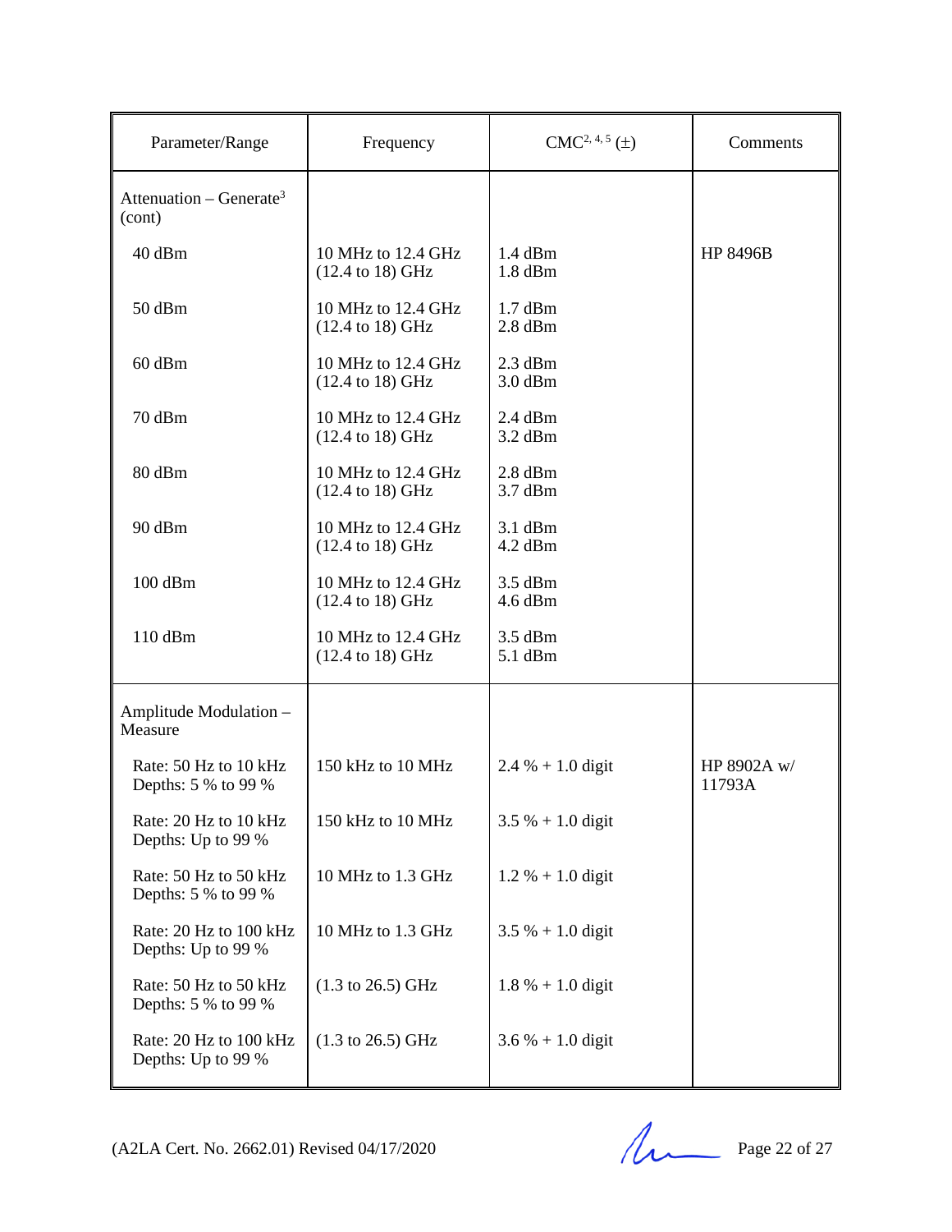| Parameter/Range | Frequency | CMC[2, 4, 5] (±) | Comments |
|---|---|---|---|
| Attenuation – Generate[3] (cont) | | | |
| 40 dBm | 10 MHz to 12.4 GHz<br>(12.4 to 18) GHz | 1.4 dBm<br>1.8 dBm | HP 8496B |
| 50 dBm | 10 MHz to 12.4 GHz<br>(12.4 to 18) GHz | 1.7 dBm<br>2.8 dBm | |
| 60 dBm | 10 MHz to 12.4 GHz<br>(12.4 to 18) GHz | 2.3 dBm<br>3.0 dBm | |
| 70 dBm | 10 MHz to 12.4 GHz<br>(12.4 to 18) GHz | 2.4 dBm<br>3.2 dBm | |
| 80 dBm | 10 MHz to 12.4 GHz<br>(12.4 to 18) GHz | 2.8 dBm<br>3.7 dBm | |
| 90 dBm | 10 MHz to 12.4 GHz<br>(12.4 to 18) GHz | 3.1 dBm<br>4.2 dBm | |
| 100 dBm | 10 MHz to 12.4 GHz<br>(12.4 to 18) GHz | 3.5 dBm<br>4.6 dBm | |
| 110 dBm | 10 MHz to 12.4 GHz<br>(12.4 to 18) GHz | 3.5 dBm<br>5.1 dBm | |
| Amplitude Modulation – Measure | | | |
| Rate: 50 Hz to 10 kHz<br>Depths: 5 % to 99 % | 150 kHz to 10 MHz | 2.4 % + 1.0 digit | HP 8902A w/ 11793A |
| Rate: 20 Hz to 10 kHz<br>Depths: Up to 99 % | 150 kHz to 10 MHz | 3.5 % + 1.0 digit | |
| Rate: 50 Hz to 50 kHz<br>Depths: 5 % to 99 % | 10 MHz to 1.3 GHz | 1.2 % + 1.0 digit | |
| Rate: 20 Hz to 100 kHz<br>Depths: Up to 99 % | 10 MHz to 1.3 GHz | 3.5 % + 1.0 digit | |
| Rate: 50 Hz to 50 kHz<br>Depths: 5 % to 99 % | (1.3 to 26.5) GHz | 1.8 % + 1.0 digit | |
| Rate: 20 Hz to 100 kHz<br>Depths: Up to 99 % | (1.3 to 26.5) GHz | 3.6 % + 1.0 digit | |

(A2LA Cert. No. 2662.01) Revised 04/17/2020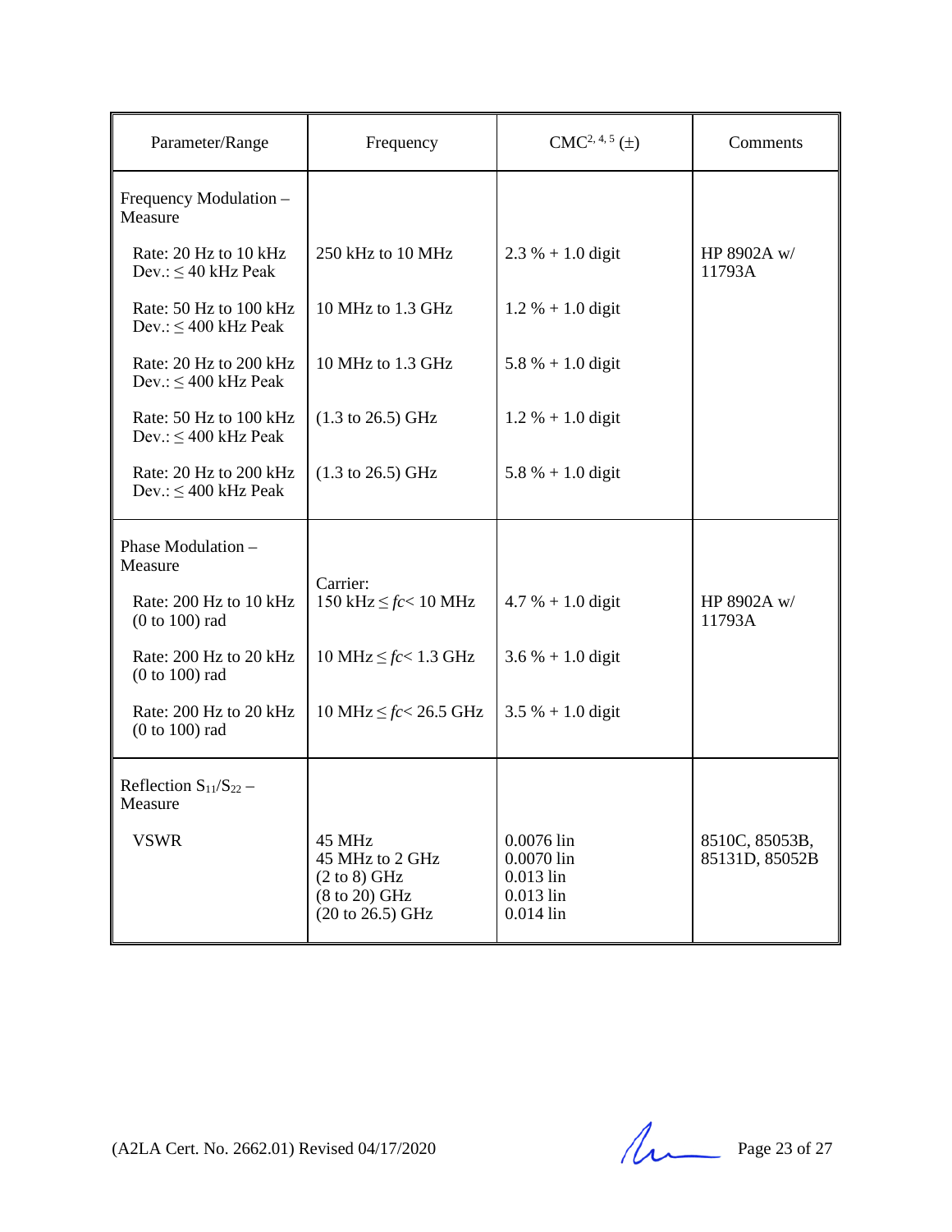| Parameter/Range | Frequency | CMC[2, 4, 5] (±) | Comments |
|---|---|---|---|
| Frequency Modulation – Measure | | | |
| Rate: 20 Hz to 10 kHz<br>Dev.: ≤ 40 kHz Peak | 250 kHz to 10 MHz | 2.3 % + 1.0 digit | HP 8902A w/ 11793A |
| Rate: 50 Hz to 100 kHz<br>Dev.: ≤ 400 kHz Peak | 10 MHz to 1.3 GHz | 1.2 % + 1.0 digit | |
| Rate: 20 Hz to 200 kHz<br>Dev.: ≤ 400 kHz Peak | 10 MHz to 1.3 GHz | 5.8 % + 1.0 digit | |
| Rate: 50 Hz to 100 kHz<br>Dev.: ≤ 400 kHz Peak | (1.3 to 26.5) GHz | 1.2 % + 1.0 digit | |
| Rate: 20 Hz to 200 kHz<br>Dev.: ≤ 400 kHz Peak | (1.3 to 26.5) GHz | 5.8 % + 1.0 digit | |
| Phase Modulation – Measure | | | |
| Rate: 200 Hz to 10 kHz<br>(0 to 100) rad | Carrier:<br>150 kHz ≤ *fc* < 10 MHz | 4.7 % + 1.0 digit | HP 8902A w/ 11793A |
| Rate: 200 Hz to 20 kHz<br>(0 to 100) rad | 10 MHz ≤ *fc* < 1.3 GHz | 3.6 % + 1.0 digit | |
| Rate: 200 Hz to 20 kHz<br>(0 to 100) rad | 10 MHz ≤ *fc* < 26.5 GHz | 3.5 % + 1.0 digit | |
| Reflection $S_{11}/S_{22}$ – Measure | | | |
| VSWR | 45 MHz<br>45 MHz to 2 GHz<br>(2 to 8) GHz<br>(8 to 20) GHz<br>(20 to 26.5) GHz | 0.0076 lin<br>0.0070 lin<br>0.013 lin<br>0.013 lin<br>0.014 lin | 8510C, 85053B, 85131D, 85052B |

(A2LA Cert. No. 2662.01) Revised 04/17/2020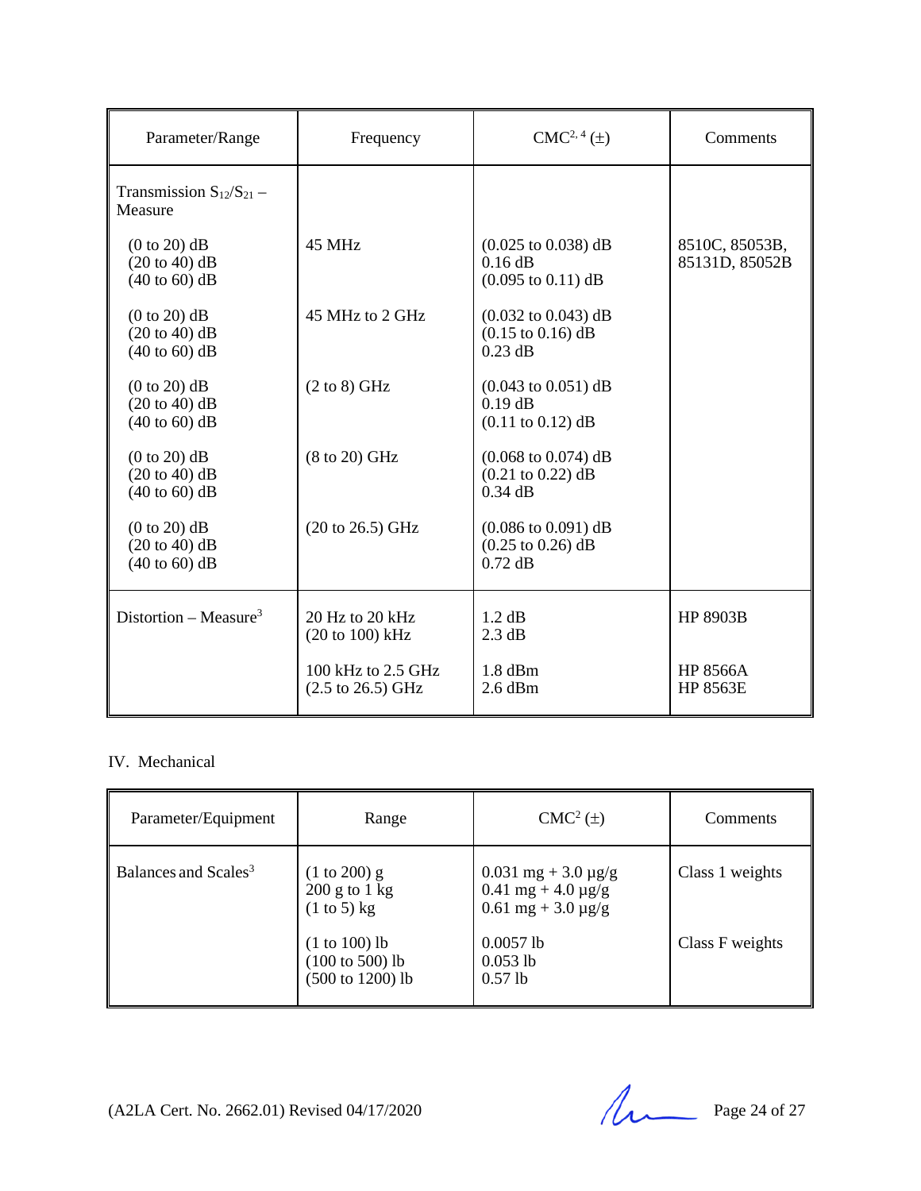| Parameter/Range | Frequency | CMC[2, 4] (±) | Comments |
|---|---|---|---|
| Transmission $S_{12}/S_{21}$ – Measure | | | |
| (0 to 20) dB<br>(20 to 40) dB<br>(40 to 60) dB | 45 MHz | (0.025 to 0.038) dB<br>0.16 dB<br>(0.095 to 0.11) dB | 8510C, 85053B, 85131D, 85052B |
| (0 to 20) dB<br>(20 to 40) dB<br>(40 to 60) dB | 45 MHz to 2 GHz | (0.032 to 0.043) dB<br>(0.15 to 0.16) dB<br>0.23 dB | |
| (0 to 20) dB<br>(20 to 40) dB<br>(40 to 60) dB | (2 to 8) GHz | (0.043 to 0.051) dB<br>0.19 dB<br>(0.11 to 0.12) dB | |
| (0 to 20) dB<br>(20 to 40) dB<br>(40 to 60) dB | (8 to 20) GHz | (0.068 to 0.074) dB<br>(0.21 to 0.22) dB<br>0.34 dB | |
| (0 to 20) dB<br>(20 to 40) dB<br>(40 to 60) dB | (20 to 26.5) GHz | (0.086 to 0.091) dB<br>(0.25 to 0.26) dB<br>0.72 dB | |
| Distortion – Measure[3] | 20 Hz to 20 kHz<br>(20 to 100) kHz | 1.2 dB<br>2.3 dB | HP 8903B |
| | 100 kHz to 2.5 GHz<br>(2.5 to 26.5) GHz | 1.8 dBm<br>2.6 dBm | HP 8566A<br>HP 8563E |

IV. Mechanical

| Parameter/Equipment | Range | CMC[2] (±) | Comments |
|---|---|---|---|
| Balances and Scales[3] | (1 to 200) g<br>200 g to 1 kg<br>(1 to 5) kg | 0.031 mg + 3.0 µg/g<br>0.41 mg + 4.0 µg/g<br>0.61 mg + 3.0 µg/g | Class 1 weights |
| | (1 to 100) lb<br>(100 to 500) lb<br>(500 to 1200) lb | 0.0057 lb<br>0.053 lb<br>0.57 lb | Class F weights |

(A2LA Cert. No. 2662.01) Revised 04/17/2020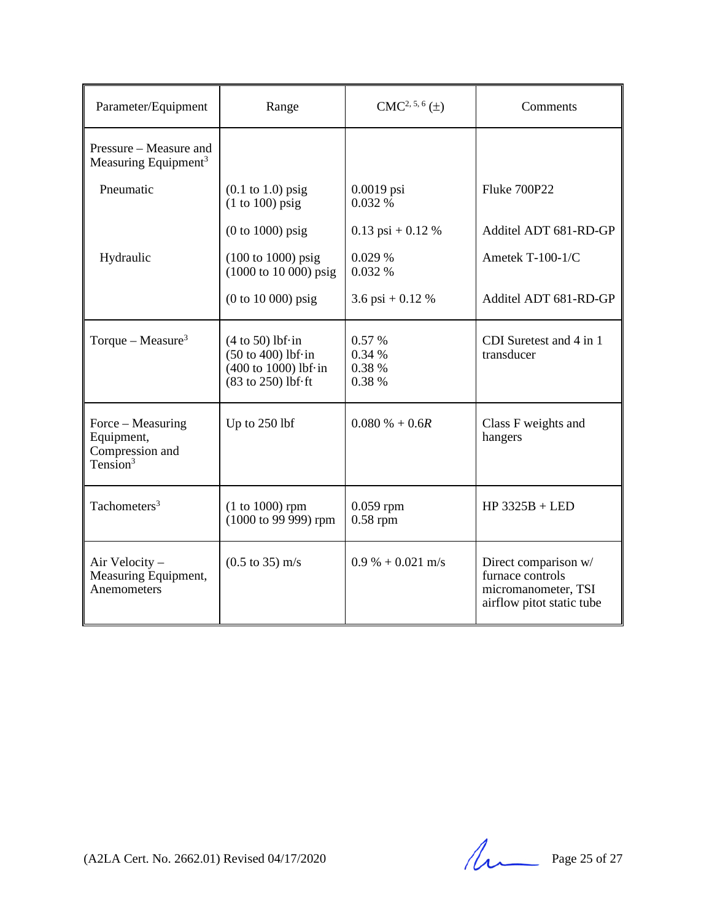| Parameter/Equipment | Range | CMC[2, 5, 6] (±) | Comments |
|---|---|---|---|
| Pressure – Measure and Measuring Equipment[3] | | | |
| Pneumatic | (0.1 to 1.0) psig<br>(1 to 100) psig | 0.0019 psi<br>0.032 % | Fluke 700P22 |
| | (0 to 1000) psig | 0.13 psi + 0.12 % | Additel ADT 681-RD-GP |
| Hydraulic | (100 to 1000) psig<br>(1000 to 10 000) psig | 0.029 %<br>0.032 % | Ametek T-100-1/C |
| | (0 to 10 000) psig | 3.6 psi + 0.12 % | Additel ADT 681-RD-GP |
| Torque – Measure[3] | (4 to 50) lbf·in<br>(50 to 400) lbf·in<br>(400 to 1000) lbf·in<br>(83 to 250) lbf·ft | 0.57 %<br>0.34 %<br>0.38 %<br>0.38 % | CDI Suretest and 4 in 1 transducer |
| Force – Measuring Equipment, Compression and Tension[3] | Up to 250 lbf | 0.080 % + 0.6*R* | Class F weights and hangers |
| Tachometers[3] | (1 to 1000) rpm<br>(1000 to 99 999) rpm | 0.059 rpm<br>0.58 rpm | HP 3325B + LED |
| Air Velocity – Measuring Equipment, Anemometers | (0.5 to 35) m/s | 0.9 % + 0.021 m/s | Direct comparison w/ furnace controls micromanometer, TSI airflow pitot static tube |

(A2LA Cert. No. 2662.01) Revised 04/17/2020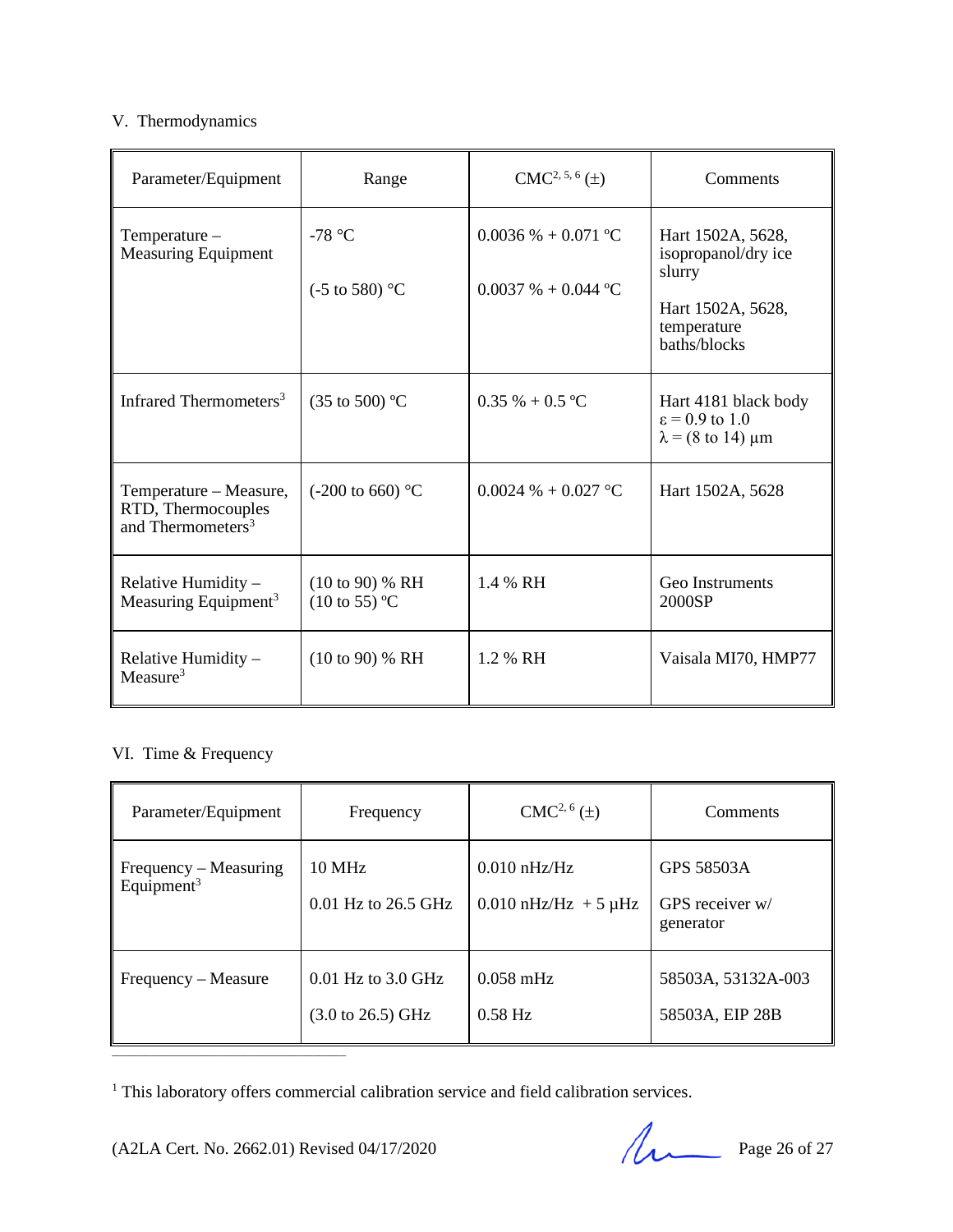V. Thermodynamics

| Parameter/Equipment | Range | CMC[2, 5, 6] (±) | Comments |
|---|---|---|---|
| Temperature – Measuring Equipment | -78 °C<br><br>(-5 to 580) °C | 0.0036 % + 0.071 °C<br><br>0.0037 % + 0.044 °C | Hart 1502A, 5628, isopropanol/dry ice slurry<br><br>Hart 1502A, 5628, temperature baths/blocks |
| Infrared Thermometers[3] | (35 to 500) °C | 0.35 % + 0.5 °C | Hart 4181 black body<br>ε = 0.9 to 1.0<br>λ = (8 to 14) µm |
| Temperature – Measure, RTD, Thermocouples and Thermometers[3] | (-200 to 660) °C | 0.0024 % + 0.027 °C | Hart 1502A, 5628 |
| Relative Humidity – Measuring Equipment[3] | (10 to 90) % RH<br>(10 to 55) °C | 1.4 % RH | Geo Instruments 2000SP |
| Relative Humidity – Measure[3] | (10 to 90) % RH | 1.2 % RH | Vaisala MI70, HMP77 |

VI. Time & Frequency

| Parameter/Equipment | Frequency | CMC[2, 6] (±) | Comments |
|---|---|---|---|
| Frequency – Measuring Equipment[3] | 10 MHz<br><br>0.01 Hz to 26.5 GHz | 0.010 nHz/Hz<br><br>0.010 nHz/Hz + 5 µHz | GPS 58503A<br><br>GPS receiver w/ generator |
| Frequency – Measure | 0.01 Hz to 3.0 GHz<br><br>(3.0 to 26.5) GHz | 0.058 mHz<br><br>0.58 Hz | 58503A, 53132A-003<br><br>58503A, EIP 28B |

[1] This laboratory offers commercial calibration service and field calibration services.

(A2LA Cert. No. 2662.01) Revised 04/17/2020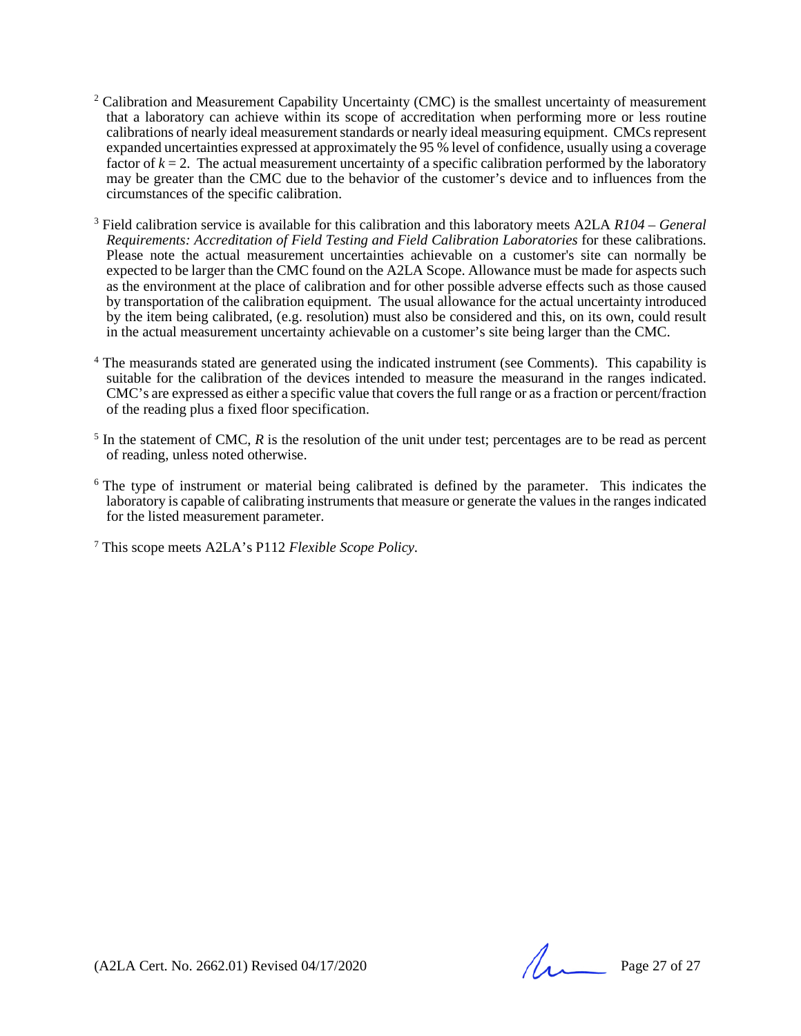[2] Calibration and Measurement Capability Uncertainty (CMC) is the smallest uncertainty of measurement that a laboratory can achieve within its scope of accreditation when performing more or less routine calibrations of nearly ideal measurement standards or nearly ideal measuring equipment. CMCs represent expanded uncertainties expressed at approximately the 95 % level of confidence, usually using a coverage factor of $k = 2$. The actual measurement uncertainty of a specific calibration performed by the laboratory may be greater than the CMC due to the behavior of the customer's device and to influences from the circumstances of the specific calibration.

[3] Field calibration service is available for this calibration and this laboratory meets A2LA *R104 – General Requirements: Accreditation of Field Testing and Field Calibration Laboratories* for these calibrations. Please note the actual measurement uncertainties achievable on a customer's site can normally be expected to be larger than the CMC found on the A2LA Scope. Allowance must be made for aspects such as the environment at the place of calibration and for other possible adverse effects such as those caused by transportation of the calibration equipment. The usual allowance for the actual uncertainty introduced by the item being calibrated, (e.g. resolution) must also be considered and this, on its own, could result in the actual measurement uncertainty achievable on a customer's site being larger than the CMC.

[4] The measurands stated are generated using the indicated instrument (see Comments). This capability is suitable for the calibration of the devices intended to measure the measurand in the ranges indicated. CMC's are expressed as either a specific value that covers the full range or as a fraction or percent/fraction of the reading plus a fixed floor specification.

[5] In the statement of CMC, *R* is the resolution of the unit under test; percentages are to be read as percent of reading, unless noted otherwise.

[6] The type of instrument or material being calibrated is defined by the parameter. This indicates the laboratory is capable of calibrating instruments that measure or generate the values in the ranges indicated for the listed measurement parameter.

[7] This scope meets A2LA's P112 *Flexible Scope Policy*.

(A2LA Cert. No. 2662.01) Revised 04/17/2020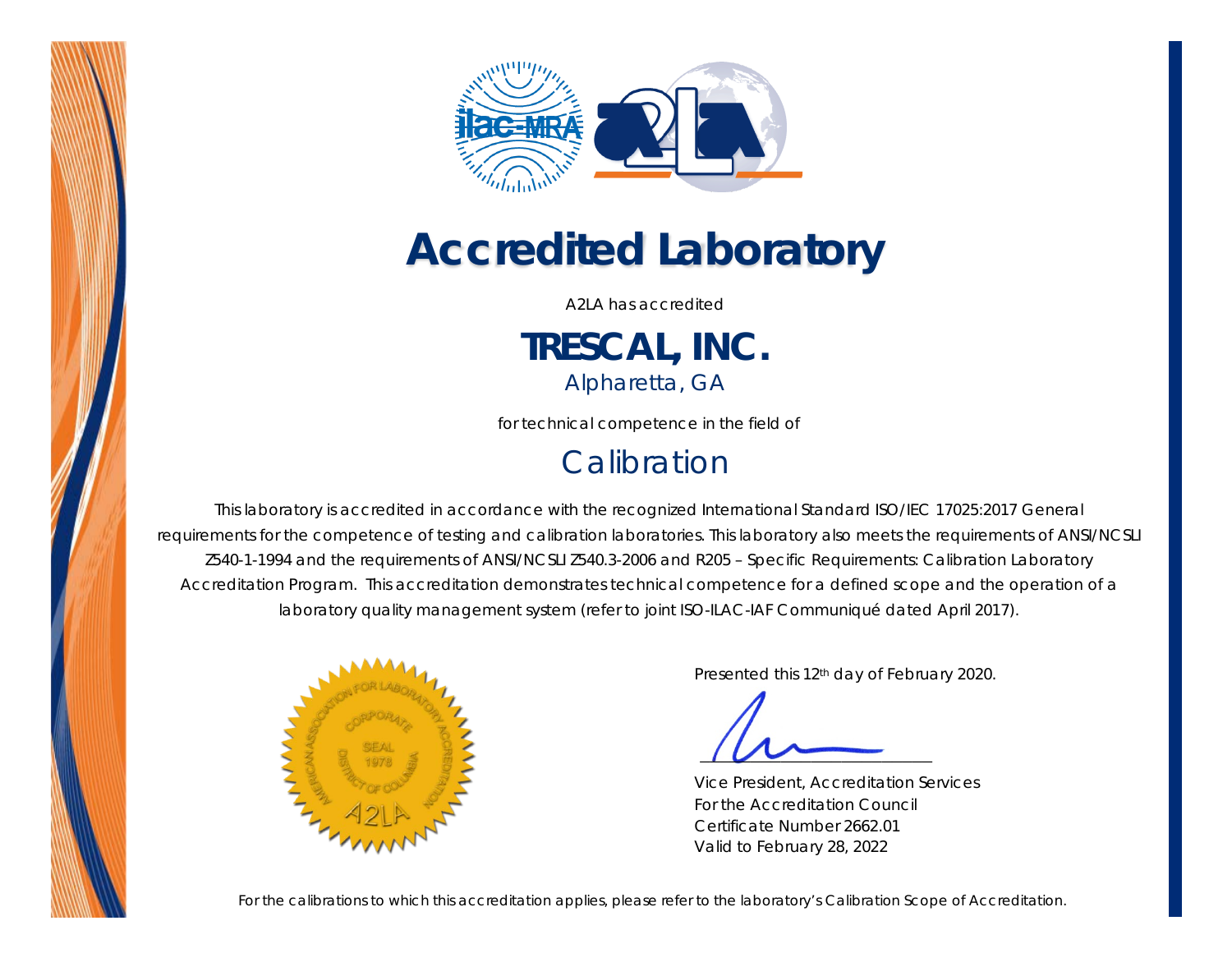# Accredited Laboratory

A2LA has accredited

## TRESCAL, INC.

Alpharetta, GA

for technical competence in the field of

## Calibration

This laboratory is accredited in accordance with the recognized International Standard ISO/IEC 17025:2017 General requirements for the competence of testing and calibration laboratories. This laboratory also meets the requirements of ANSI/NCSL Z540-1-1994 and the requirements of ANSI/NCSLI Z540.3-2006 and R205 – Specific Requirements: Calibration Laboratory Accreditation Program. This accreditation demonstrates technical competence for a defined scope and the operation of a laboratory quality management system (refer to joint ISO-ILAC-IAF Communiqué dated April 2017).

AMERICAN ASSOCIATION FOR LABORATORY ACCREDITATION
CORPORATE SEAL 1978
DISTRICT OF COLUMBIA
A2LA

Presented this 12th day of February 2020.

Vice President, Accreditation Services
For the Accreditation Council
Certificate Number 2662.01
Valid to February 28, 2022

*For the calibrations to which this accreditation applies, please refer to the laboratory's Calibration Scope of Accreditation.*